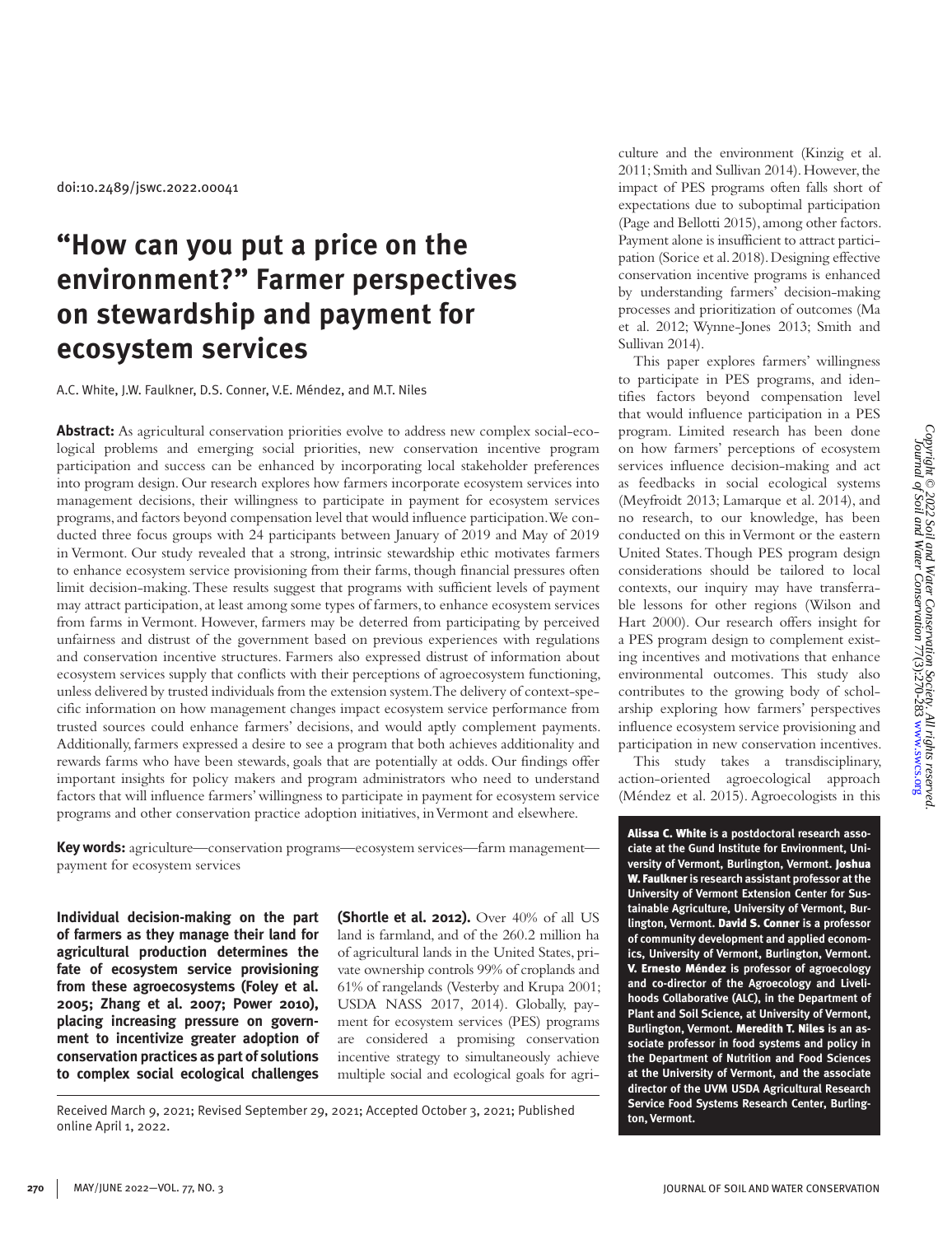doi:10.2489/jswc.2022.00041

# "How can you put a price on the environment?" Farmer perspectives on stewardship and payment for ecosystem services

A.C. White, J.W. Faulkner, D.S. Conner, V.E. Méndez, and M.T. Niles

**Abstract:** As agricultural conservation priorities evolve to address new complex social-ecological problems and emerging social priorities, new conservation incentive program participation and success can be enhanced by incorporating local stakeholder preferences into program design. Our research explores how farmers incorporate ecosystem services into management decisions, their willingness to participate in payment for ecosystem services programs, and factors beyond compensation level that would influence participation. We conducted three focus groups with 24 participants between January of 2019 and May of 2019 in Vermont. Our study revealed that a strong, intrinsic stewardship ethic motivates farmers to enhance ecosystem service provisioning from their farms, though financial pressures often limit decision-making. These results suggest that programs with sufficient levels of payment may attract participation, at least among some types of farmers, to enhance ecosystem services from farms in Vermont. However, farmers may be deterred from participating by perceived unfairness and distrust of the government based on previous experiences with regulations and conservation incentive structures. Farmers also expressed distrust of information about ecosystem services supply that conflicts with their perceptions of agroecosystem functioning, unless delivered by trusted individuals from the extension system. The delivery of context-specific information on how management changes impact ecosystem service performance from trusted sources could enhance farmers' decisions, and would aptly complement payments. Additionally, farmers expressed a desire to see a program that both achieves additionality and rewards farms who have been stewards, goals that are potentially at odds. Our findings offer important insights for policy makers and program administrators who need to understand factors that will influence farmers' willingness to participate in payment for ecosystem service programs and other conservation practice adoption initiatives, in Vermont and elsewhere.

**Key words:** agriculture—conservation programs—ecosystem services—farm management—payment for ecosystem services

**Individual decision-making on the part of farmers as they manage their land for agricultural production determines the fate of ecosystem service provisioning from these agroecosystems (Foley et al. 2005; Zhang et al. 2007; Power 2010), placing increasing pressure on government to incentivize greater adoption of conservation practices as part of solutions to complex social ecological challenges (Shortle et al. 2012).** Over 40% of all US land is farmland, and of the 260.2 million ha of agricultural lands in the United States, private ownership controls 99% of croplands and 61% of rangelands (Vesterby and Krupa 2001; USDA NASS 2017, 2014). Globally, payment for ecosystem services (PES) programs are considered a promising conservation incentive strategy to simultaneously achieve multiple social and ecological goals for agriculture and the environment (Kinzig et al. 2011; Smith and Sullivan 2014). However, the impact of PES programs often falls short of expectations due to suboptimal participation (Page and Bellotti 2015), among other factors. Payment alone is insufficient to attract participation (Sorice et al. 2018). Designing effective conservation incentive programs is enhanced by understanding farmers' decision-making processes and prioritization of outcomes (Ma et al. 2012; Wynne-Jones 2013; Smith and Sullivan 2014).

This paper explores farmers' willingness to participate in PES programs, and identifies factors beyond compensation level that would influence participation in a PES program. Limited research has been done on how farmers' perceptions of ecosystem services influence decision-making and act as feedbacks in social ecological systems (Meyfroidt 2013; Lamarque et al. 2014), and no research, to our knowledge, has been conducted on this in Vermont or the eastern United States. Though PES program design considerations should be tailored to local contexts, our inquiry may have transferrable lessons for other regions (Wilson and Hart 2000). Our research offers insight for a PES program design to complement existing incentives and motivations that enhance environmental outcomes. This study also contributes to the growing body of scholarship exploring how farmers' perspectives influence ecosystem service provisioning and participation in new conservation incentives.

This study takes a transdisciplinary, action-oriented agroecological approach (Méndez et al. 2015). Agroecologists in this

Received March 9, 2021; Revised September 29, 2021; Accepted October 3, 2021; Published online April 1, 2022.

**Alissa C. White** is a postdoctoral research associate at the Gund Institute for Environment, University of Vermont, Burlington, Vermont. **Joshua W. Faulkner** is research assistant professor at the University of Vermont Extension Center for Sustainable Agriculture, University of Vermont, Burlington, Vermont. **David S. Conner** is a professor of community development and applied economics, University of Vermont, Burlington, Vermont. **V. Ernesto Méndez** is professor of agroecology and co-director of the Agroecology and Livelihoods Collaborative (ALC), in the Department of Plant and Soil Science, at University of Vermont, Burlington, Vermont. **Meredith T. Niles** is an associate professor in food systems and policy in the Department of Nutrition and Food Sciences at the University of Vermont, and the associate director of the UVM USDA Agricultural Research Service Food Systems Research Center, Burlington, Vermont.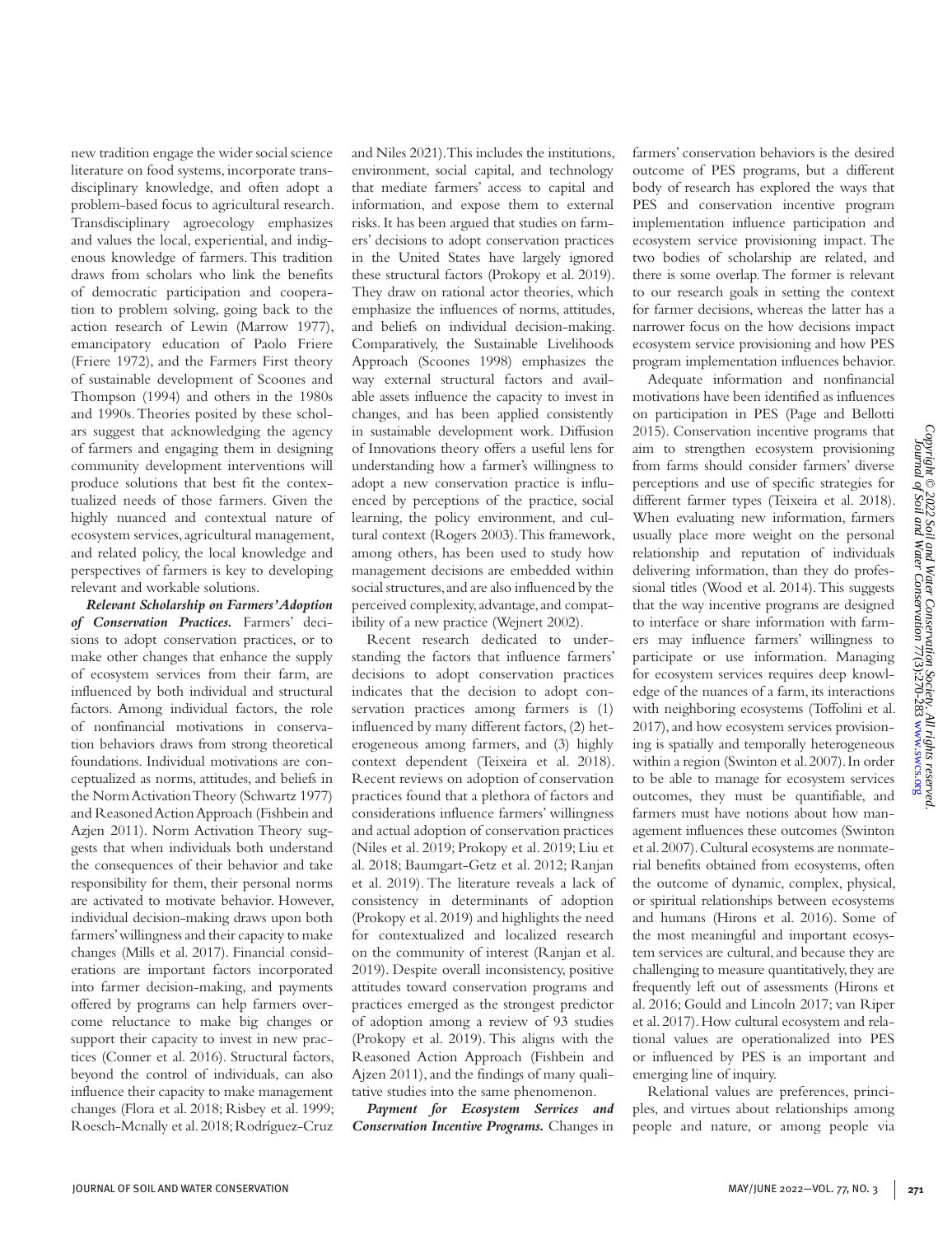new tradition engage the wider social science literature on food systems, incorporate transdisciplinary knowledge, and often adopt a problem-based focus to agricultural research. Transdisciplinary agroecology emphasizes and values the local, experiential, and indigenous knowledge of farmers. This tradition draws from scholars who link the benefits of democratic participation and cooperation to problem solving, going back to the action research of Lewin (Marrow 1977), emancipatory education of Paolo Friere (Friere 1972), and the Farmers First theory of sustainable development of Scoones and Thompson (1994) and others in the 1980s and 1990s. Theories posited by these scholars suggest that acknowledging the agency of farmers and engaging them in designing community development interventions will produce solutions that best fit the contextualized needs of those farmers. Given the highly nuanced and contextual nature of ecosystem services, agricultural management, and related policy, the local knowledge and perspectives of farmers is key to developing relevant and workable solutions.

***Relevant Scholarship on Farmers' Adoption of Conservation Practices.*** Farmers' decisions to adopt conservation practices, or to make other changes that enhance the supply of ecosystem services from their farm, are influenced by both individual and structural factors. Among individual factors, the role of nonfinancial motivations in conservation behaviors draws from strong theoretical foundations. Individual motivations are conceptualized as norms, attitudes, and beliefs in the Norm Activation Theory (Schwartz 1977) and Reasoned Action Approach (Fishbein and Azjen 2011). Norm Activation Theory suggests that when individuals both understand the consequences of their behavior and take responsibility for them, their personal norms are activated to motivate behavior. However, individual decision-making draws upon both farmers' willingness and their capacity to make changes (Mills et al. 2017). Financial considerations are important factors incorporated into farmer decision-making, and payments offered by programs can help farmers overcome reluctance to make big changes or support their capacity to invest in new practices (Conner et al. 2016). Structural factors, beyond the control of individuals, can also influence their capacity to make management changes (Flora et al. 2018; Risbey et al. 1999; Roesch-Mcnally et al. 2018; Rodríguez-Cruz and Niles 2021). This includes the institutions, environment, social capital, and technology that mediate farmers' access to capital and information, and expose them to external risks. It has been argued that studies on farmers' decisions to adopt conservation practices in the United States have largely ignored these structural factors (Prokopy et al. 2019). They draw on rational actor theories, which emphasize the influences of norms, attitudes, and beliefs on individual decision-making. Comparatively, the Sustainable Livelihoods Approach (Scoones 1998) emphasizes the way external structural factors and available assets influence the capacity to invest in changes, and has been applied consistently in sustainable development work. Diffusion of Innovations theory offers a useful lens for understanding how a farmer's willingness to adopt a new conservation practice is influenced by perceptions of the practice, social learning, the policy environment, and cultural context (Rogers 2003). This framework, among others, has been used to study how management decisions are embedded within social structures, and are also influenced by the perceived complexity, advantage, and compatibility of a new practice (Wejnert 2002).

Recent research dedicated to understanding the factors that influence farmers' decisions to adopt conservation practices indicates that the decision to adopt conservation practices among farmers is (1) influenced by many different factors, (2) heterogeneous among farmers, and (3) highly context dependent (Teixeira et al. 2018). Recent reviews on adoption of conservation practices found that a plethora of factors and considerations influence farmers' willingness and actual adoption of conservation practices (Niles et al. 2019; Prokopy et al. 2019; Liu et al. 2018; Baumgart-Getz et al. 2012; Ranjan et al. 2019). The literature reveals a lack of consistency in determinants of adoption (Prokopy et al. 2019) and highlights the need for contextualized and localized research on the community of interest (Ranjan et al. 2019). Despite overall inconsistency, positive attitudes toward conservation programs and practices emerged as the strongest predictor of adoption among a review of 93 studies (Prokopy et al. 2019). This aligns with the Reasoned Action Approach (Fishbein and Ajzen 2011), and the findings of many qualitative studies into the same phenomenon.

***Payment for Ecosystem Services and Conservation Incentive Programs.*** Changes in farmers' conservation behaviors is the desired outcome of PES programs, but a different body of research has explored the ways that PES and conservation incentive program implementation influence participation and ecosystem service provisioning impact. The two bodies of scholarship are related, and there is some overlap. The former is relevant to our research goals in setting the context for farmer decisions, whereas the latter has a narrower focus on the how decisions impact ecosystem service provisioning and how PES program implementation influences behavior.

Adequate information and nonfinancial motivations have been identified as influences on participation in PES (Page and Bellotti 2015). Conservation incentive programs that aim to strengthen ecosystem provisioning from farms should consider farmers' diverse perceptions and use of specific strategies for different farmer types (Teixeira et al. 2018). When evaluating new information, farmers usually place more weight on the personal relationship and reputation of individuals delivering information, than they do professional titles (Wood et al. 2014). This suggests that the way incentive programs are designed to interface or share information with farmers may influence farmers' willingness to participate or use information. Managing for ecosystem services requires deep knowledge of the nuances of a farm, its interactions with neighboring ecosystems (Toffolini et al. 2017), and how ecosystem services provisioning is spatially and temporally heterogeneous within a region (Swinton et al. 2007). In order to be able to manage for ecosystem services outcomes, they must be quantifiable, and farmers must have notions about how management influences these outcomes (Swinton et al. 2007). Cultural ecosystems are nonmaterial benefits obtained from ecosystems, often the outcome of dynamic, complex, physical, or spiritual relationships between ecosystems and humans (Hirons et al. 2016). Some of the most meaningful and important ecosystem services are cultural, and because they are challenging to measure quantitatively, they are frequently left out of assessments (Hirons et al. 2016; Gould and Lincoln 2017; van Riper et al. 2017). How cultural ecosystem and relational values are operationalized into PES or influenced by PES is an important and emerging line of inquiry.

Relational values are preferences, principles, and virtues about relationships among people and nature, or among people via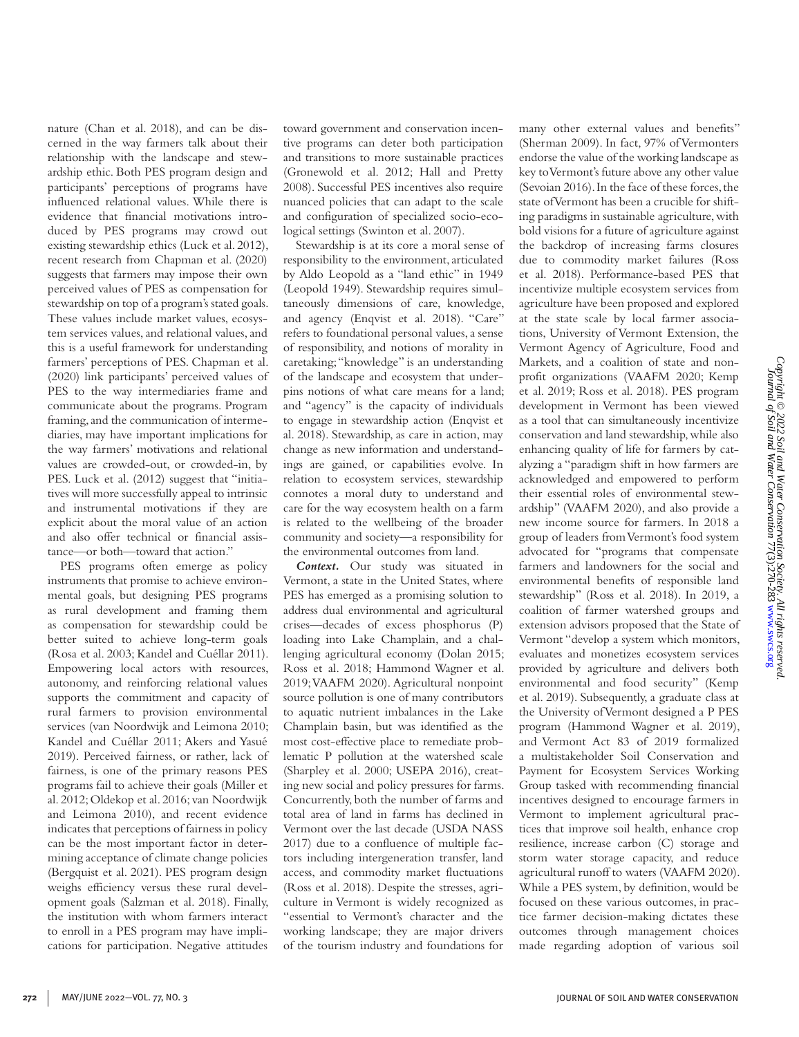nature (Chan et al. 2018), and can be discerned in the way farmers talk about their relationship with the landscape and stewardship ethic. Both PES program design and participants' perceptions of programs have influenced relational values. While there is evidence that financial motivations introduced by PES programs may crowd out existing stewardship ethics (Luck et al. 2012), recent research from Chapman et al. (2020) suggests that farmers may impose their own perceived values of PES as compensation for stewardship on top of a program's stated goals. These values include market values, ecosystem services values, and relational values, and this is a useful framework for understanding farmers' perceptions of PES. Chapman et al. (2020) link participants' perceived values of PES to the way intermediaries frame and communicate about the programs. Program framing, and the communication of intermediaries, may have important implications for the way farmers' motivations and relational values are crowded-out, or crowded-in, by PES. Luck et al. (2012) suggest that "initiatives will more successfully appeal to intrinsic and instrumental motivations if they are explicit about the moral value of an action and also offer technical or financial assistance—or both—toward that action."

PES programs often emerge as policy instruments that promise to achieve environmental goals, but designing PES programs as rural development and framing them as compensation for stewardship could be better suited to achieve long-term goals (Rosa et al. 2003; Kandel and Cuéllar 2011). Empowering local actors with resources, autonomy, and reinforcing relational values supports the commitment and capacity of rural farmers to provision environmental services (van Noordwijk and Leimona 2010; Kandel and Cuéllar 2011; Akers and Yasué 2019). Perceived fairness, or rather, lack of fairness, is one of the primary reasons PES programs fail to achieve their goals (Miller et al. 2012; Oldekop et al. 2016; van Noordwijk and Leimona 2010), and recent evidence indicates that perceptions of fairness in policy can be the most important factor in determining acceptance of climate change policies (Bergquist et al. 2021). PES program design weighs efficiency versus these rural development goals (Salzman et al. 2018). Finally, the institution with whom farmers interact to enroll in a PES program may have implications for participation. Negative attitudes toward government and conservation incentive programs can deter both participation and transitions to more sustainable practices (Gronewold et al. 2012; Hall and Pretty 2008). Successful PES incentives also require nuanced policies that can adapt to the scale and configuration of specialized socio-ecological settings (Swinton et al. 2007).

Stewardship is at its core a moral sense of responsibility to the environment, articulated by Aldo Leopold as a "land ethic" in 1949 (Leopold 1949). Stewardship requires simultaneously dimensions of care, knowledge, and agency (Enqvist et al. 2018). "Care" refers to foundational personal values, a sense of responsibility, and notions of morality in caretaking; "knowledge" is an understanding of the landscape and ecosystem that underpins notions of what care means for a land; and "agency" is the capacity of individuals to engage in stewardship action (Enqvist et al. 2018). Stewardship, as care in action, may change as new information and understandings are gained, or capabilities evolve. In relation to ecosystem services, stewardship connotes a moral duty to understand and care for the way ecosystem health on a farm is related to the wellbeing of the broader community and society—a responsibility for the environmental outcomes from land.

***Context.*** Our study was situated in Vermont, a state in the United States, where PES has emerged as a promising solution to address dual environmental and agricultural crises—decades of excess phosphorus (P) loading into Lake Champlain, and a challenging agricultural economy (Dolan 2015; Ross et al. 2018; Hammond Wagner et al. 2019; VAAFM 2020). Agricultural nonpoint source pollution is one of many contributors to aquatic nutrient imbalances in the Lake Champlain basin, but was identified as the most cost-effective place to remediate problematic P pollution at the watershed scale (Sharpley et al. 2000; USEPA 2016), creating new social and policy pressures for farms. Concurrently, both the number of farms and total area of land in farms has declined in Vermont over the last decade (USDA NASS 2017) due to a confluence of multiple factors including intergeneration transfer, land access, and commodity market fluctuations (Ross et al. 2018). Despite the stresses, agriculture in Vermont is widely recognized as "essential to Vermont's character and the working landscape; they are major drivers of the tourism industry and foundations for many other external values and benefits" (Sherman 2009). In fact, 97% of Vermonters endorse the value of the working landscape as key to Vermont's future above any other value (Sevoian 2016). In the face of these forces, the state of Vermont has been a crucible for shifting paradigms in sustainable agriculture, with bold visions for a future of agriculture against the backdrop of increasing farms closures due to commodity market failures (Ross et al. 2018). Performance-based PES that incentivize multiple ecosystem services from agriculture have been proposed and explored at the state scale by local farmer associations, University of Vermont Extension, the Vermont Agency of Agriculture, Food and Markets, and a coalition of state and nonprofit organizations (VAAFM 2020; Kemp et al. 2019; Ross et al. 2018). PES program development in Vermont has been viewed as a tool that can simultaneously incentivize conservation and land stewardship, while also enhancing quality of life for farmers by catalyzing a "paradigm shift in how farmers are acknowledged and empowered to perform their essential roles of environmental stewardship" (VAAFM 2020), and also provide a new income source for farmers. In 2018 a group of leaders from Vermont's food system advocated for "programs that compensate farmers and landowners for the social and environmental benefits of responsible land stewardship" (Ross et al. 2018). In 2019, a coalition of farmer watershed groups and extension advisors proposed that the State of Vermont "develop a system which monitors, evaluates and monetizes ecosystem services provided by agriculture and delivers both environmental and food security" (Kemp et al. 2019). Subsequently, a graduate class at the University of Vermont designed a P PES program (Hammond Wagner et al. 2019), and Vermont Act 83 of 2019 formalized a multistakeholder Soil Conservation and Payment for Ecosystem Services Working Group tasked with recommending financial incentives designed to encourage farmers in Vermont to implement agricultural practices that improve soil health, enhance crop resilience, increase carbon (C) storage and storm water storage capacity, and reduce agricultural runoff to waters (VAAFM 2020). While a PES system, by definition, would be focused on these various outcomes, in practice farmer decision-making dictates these outcomes through management choices made regarding adoption of various soil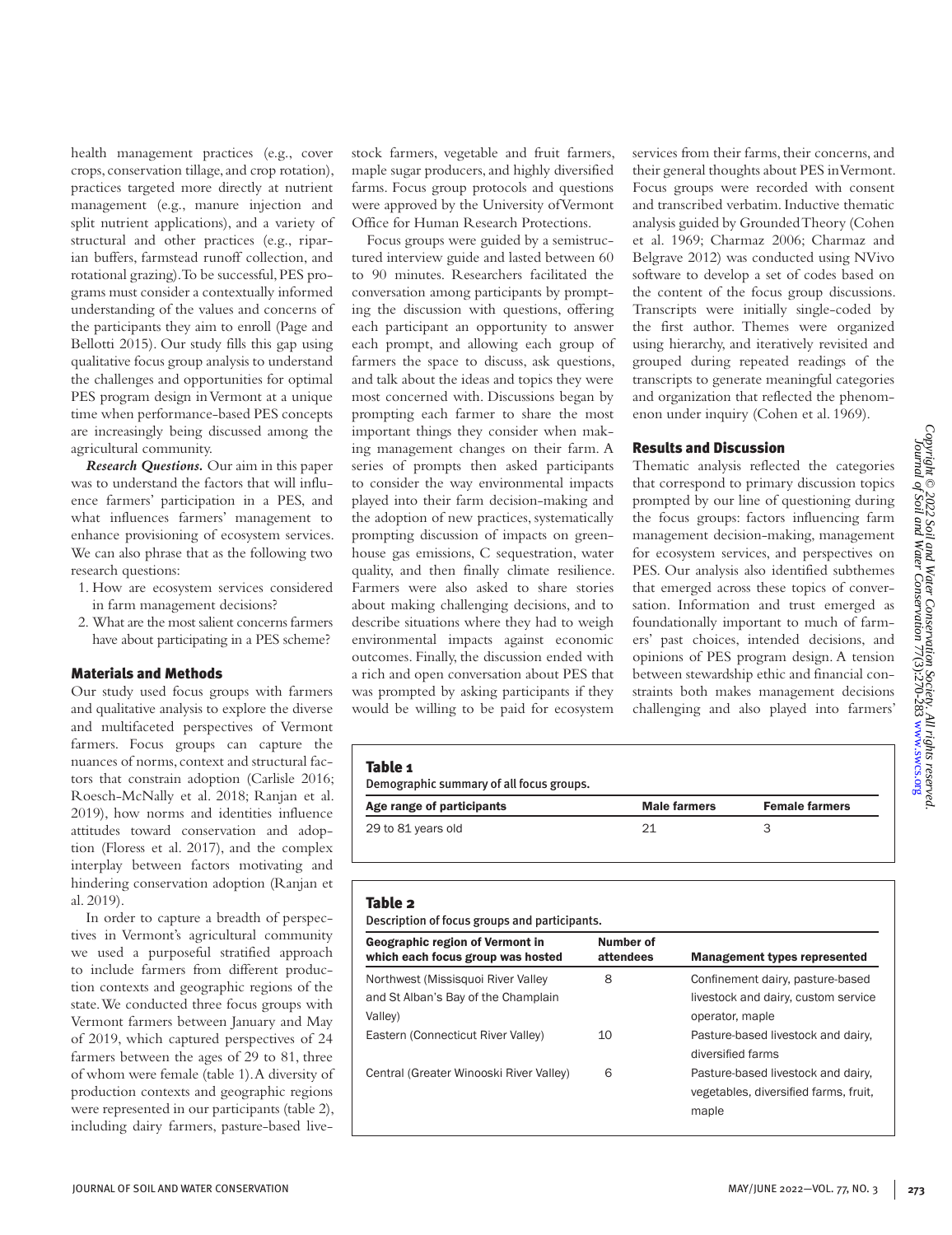health management practices (e.g., cover crops, conservation tillage, and crop rotation), practices targeted more directly at nutrient management (e.g., manure injection and split nutrient applications), and a variety of structural and other practices (e.g., riparian buffers, farmstead runoff collection, and rotational grazing). To be successful, PES programs must consider a contextually informed understanding of the values and concerns of the participants they aim to enroll (Page and Bellotti 2015). Our study fills this gap using qualitative focus group analysis to understand the challenges and opportunities for optimal PES program design in Vermont at a unique time when performance-based PES concepts are increasingly being discussed among the agricultural community.

***Research Questions.*** Our aim in this paper was to understand the factors that will influence farmers' participation in a PES, and what influences farmers' management to enhance provisioning of ecosystem services. We can also phrase that as the following two research questions:

1. How are ecosystem services considered in farm management decisions?
2. What are the most salient concerns farmers have about participating in a PES scheme?

## Materials and Methods

Our study used focus groups with farmers and qualitative analysis to explore the diverse and multifaceted perspectives of Vermont farmers. Focus groups can capture the nuances of norms, context and structural factors that constrain adoption (Carlisle 2016; Roesch-McNally et al. 2018; Ranjan et al. 2019), how norms and identities influence attitudes toward conservation and adoption (Floress et al. 2017), and the complex interplay between factors motivating and hindering conservation adoption (Ranjan et al. 2019).

In order to capture a breadth of perspectives in Vermont's agricultural community we used a purposeful stratified approach to include farmers from different production contexts and geographic regions of the state. We conducted three focus groups with Vermont farmers between January and May of 2019, which captured perspectives of 24 farmers between the ages of 29 to 81, three of whom were female (table 1). A diversity of production contexts and geographic regions were represented in our participants (table 2), including dairy farmers, pasture-based livestock farmers, vegetable and fruit farmers, maple sugar producers, and highly diversified farms. Focus group protocols and questions were approved by the University of Vermont Office for Human Research Protections.

Focus groups were guided by a semistructured interview guide and lasted between 60 to 90 minutes. Researchers facilitated the conversation among participants by prompting the discussion with questions, offering each participant an opportunity to answer each prompt, and allowing each group of farmers the space to discuss, ask questions, and talk about the ideas and topics they were most concerned with. Discussions began by prompting each farmer to share the most important things they consider when making management changes on their farm. A series of prompts then asked participants to consider the way environmental impacts played into their farm decision-making and the adoption of new practices, systematically prompting discussion of impacts on greenhouse gas emissions, C sequestration, water quality, and then finally climate resilience. Farmers were also asked to share stories about making challenging decisions, and to describe situations where they had to weigh environmental impacts against economic outcomes. Finally, the discussion ended with a rich and open conversation about PES that was prompted by asking participants if they would be willing to be paid for ecosystem services from their farms, their concerns, and their general thoughts about PES in Vermont. Focus groups were recorded with consent and transcribed verbatim. Inductive thematic analysis guided by Grounded Theory (Cohen et al. 1969; Charmaz 2006; Charmaz and Belgrave 2012) was conducted using NVivo software to develop a set of codes based on the content of the focus group discussions. Transcripts were initially single-coded by the first author. Themes were organized using hierarchy, and iteratively revisited and grouped during repeated readings of the transcripts to generate meaningful categories and organization that reflected the phenomenon under inquiry (Cohen et al. 1969).

## Results and Discussion

Thematic analysis reflected the categories that correspond to primary discussion topics prompted by our line of questioning during the focus groups: factors influencing farm management decision-making, management for ecosystem services, and perspectives on PES. Our analysis also identified subthemes that emerged across these topics of conversation. Information and trust emerged as foundationally important to much of farmers' past choices, intended decisions, and opinions of PES program design. A tension between stewardship ethic and financial constraints both makes management decisions challenging and also played into farmers'

**Table 1**
Demographic summary of all focus groups.

| Age range of participants | Male farmers | Female farmers |
|---|---|---|
| 29 to 81 years old | 21 | 3 |

**Table 2**
Description of focus groups and participants.

| Geographic region of Vermont in which each focus group was hosted | Number of attendees | Management types represented |
|---|---|---|
| Northwest (Missisquoi River Valley and St Alban's Bay of the Champlain Valley) | 8 | Confinement dairy, pasture-based livestock and dairy, custom service operator, maple |
| Eastern (Connecticut River Valley) | 10 | Pasture-based livestock and dairy, diversified farms |
| Central (Greater Winooski River Valley) | 6 | Pasture-based livestock and dairy, vegetables, diversified farms, fruit, maple |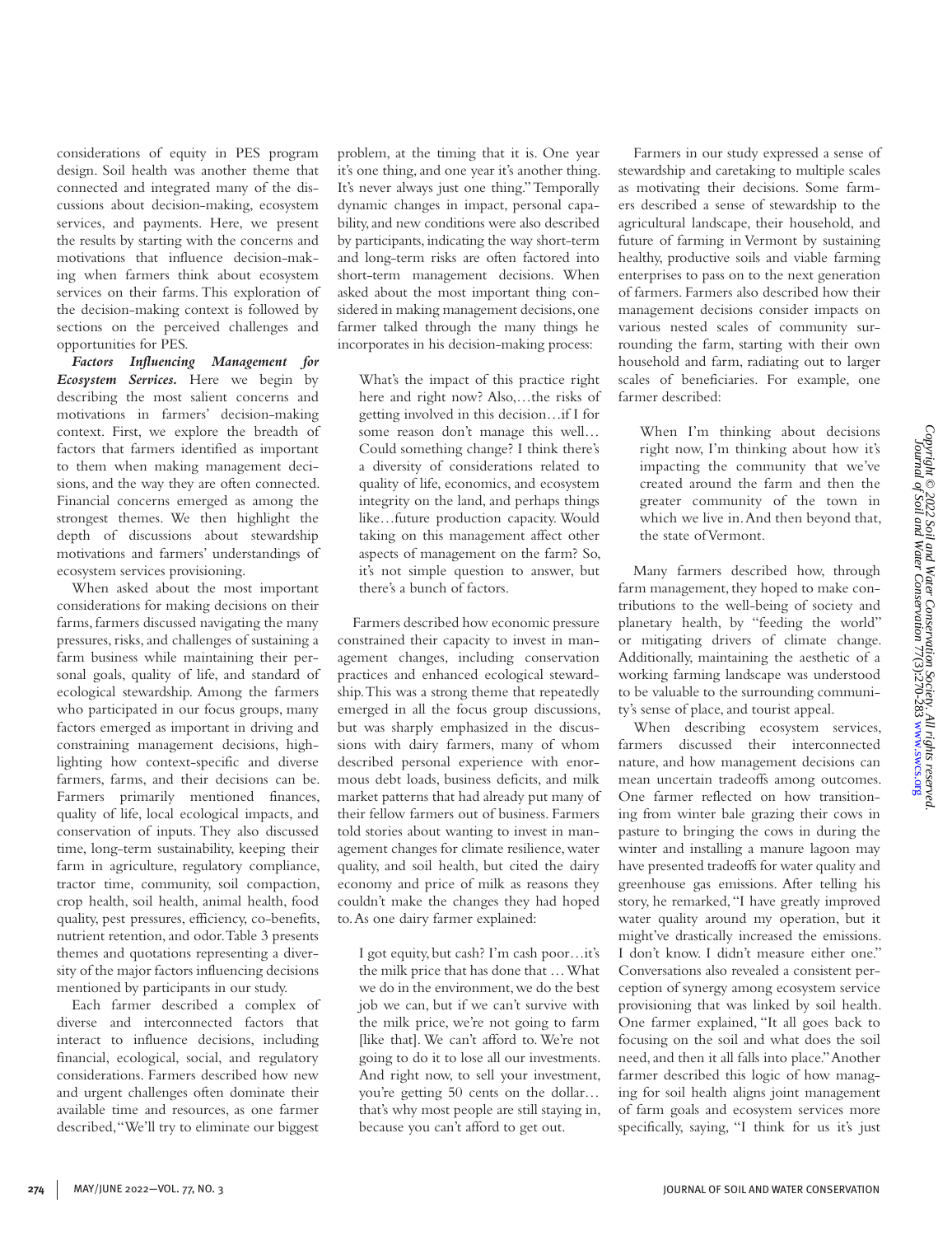considerations of equity in PES program design. Soil health was another theme that connected and integrated many of the discussions about decision-making, ecosystem services, and payments. Here, we present the results by starting with the concerns and motivations that influence decision-making when farmers think about ecosystem services on their farms. This exploration of the decision-making context is followed by sections on the perceived challenges and opportunities for PES.

***Factors Influencing Management for Ecosystem Services.*** Here we begin by describing the most salient concerns and motivations in farmers' decision-making context. First, we explore the breadth of factors that farmers identified as important to them when making management decisions, and the way they are often connected. Financial concerns emerged as among the strongest themes. We then highlight the depth of discussions about stewardship motivations and farmers' understandings of ecosystem services provisioning.

When asked about the most important considerations for making decisions on their farms, farmers discussed navigating the many pressures, risks, and challenges of sustaining a farm business while maintaining their personal goals, quality of life, and standard of ecological stewardship. Among the farmers who participated in our focus groups, many factors emerged as important in driving and constraining management decisions, highlighting how context-specific and diverse farmers, farms, and their decisions can be. Farmers primarily mentioned finances, quality of life, local ecological impacts, and conservation of inputs. They also discussed time, long-term sustainability, keeping their farm in agriculture, regulatory compliance, tractor time, community, soil compaction, crop health, soil health, animal health, food quality, pest pressures, efficiency, co-benefits, nutrient retention, and odor. Table 3 presents themes and quotations representing a diversity of the major factors influencing decisions mentioned by participants in our study.

Each farmer described a complex of diverse and interconnected factors that interact to influence decisions, including financial, ecological, social, and regulatory considerations. Farmers described how new and urgent challenges often dominate their available time and resources, as one farmer described, "We'll try to eliminate our biggest problem, at the timing that it is. One year it's one thing, and one year it's another thing. It's never always just one thing." Temporally dynamic changes in impact, personal capability, and new conditions were also described by participants, indicating the way short-term and long-term risks are often factored into short-term management decisions. When asked about the most important thing considered in making management decisions, one farmer talked through the many things he incorporates in his decision-making process:

> What's the impact of this practice right here and right now? Also,…the risks of getting involved in this decision…if I for some reason don't manage this well… Could something change? I think there's a diversity of considerations related to quality of life, economics, and ecosystem integrity on the land, and perhaps things like…future production capacity. Would taking on this management affect other aspects of management on the farm? So, it's not simple question to answer, but there's a bunch of factors.

Farmers described how economic pressure constrained their capacity to invest in management changes, including conservation practices and enhanced ecological stewardship. This was a strong theme that repeatedly emerged in all the focus group discussions, but was sharply emphasized in the discussions with dairy farmers, many of whom described personal experience with enormous debt loads, business deficits, and milk market patterns that had already put many of their fellow farmers out of business. Farmers told stories about wanting to invest in management changes for climate resilience, water quality, and soil health, but cited the dairy economy and price of milk as reasons they couldn't make the changes they had hoped to. As one dairy farmer explained:

> I got equity, but cash? I'm cash poor…it's the milk price that has done that …What we do in the environment, we do the best job we can, but if we can't survive with the milk price, we're not going to farm [like that]. We can't afford to. We're not going to do it to lose all our investments. And right now, to sell your investment, you're getting 50 cents on the dollar… that's why most people are still staying in, because you can't afford to get out.

Farmers in our study expressed a sense of stewardship and caretaking to multiple scales as motivating their decisions. Some farmers described a sense of stewardship to the agricultural landscape, their household, and future of farming in Vermont by sustaining healthy, productive soils and viable farming enterprises to pass on to the next generation of farmers. Farmers also described how their management decisions consider impacts on various nested scales of community surrounding the farm, starting with their own household and farm, radiating out to larger scales of beneficiaries. For example, one farmer described:

> When I'm thinking about decisions right now, I'm thinking about how it's impacting the community that we've created around the farm and then the greater community of the town in which we live in. And then beyond that, the state of Vermont.

Many farmers described how, through farm management, they hoped to make contributions to the well-being of society and planetary health, by "feeding the world" or mitigating drivers of climate change. Additionally, maintaining the aesthetic of a working farming landscape was understood to be valuable to the surrounding community's sense of place, and tourist appeal.

When describing ecosystem services, farmers discussed their interconnected nature, and how management decisions can mean uncertain tradeoffs among outcomes. One farmer reflected on how transitioning from winter bale grazing their cows in pasture to bringing the cows in during the winter and installing a manure lagoon may have presented tradeoffs for water quality and greenhouse gas emissions. After telling his story, he remarked, "I have greatly improved water quality around my operation, but it might've drastically increased the emissions. I don't know. I didn't measure either one." Conversations also revealed a consistent perception of synergy among ecosystem service provisioning that was linked by soil health. One farmer explained, "It all goes back to focusing on the soil and what does the soil need, and then it all falls into place." Another farmer described this logic of how managing for soil health aligns joint management of farm goals and ecosystem services more specifically, saying, "I think for us it's just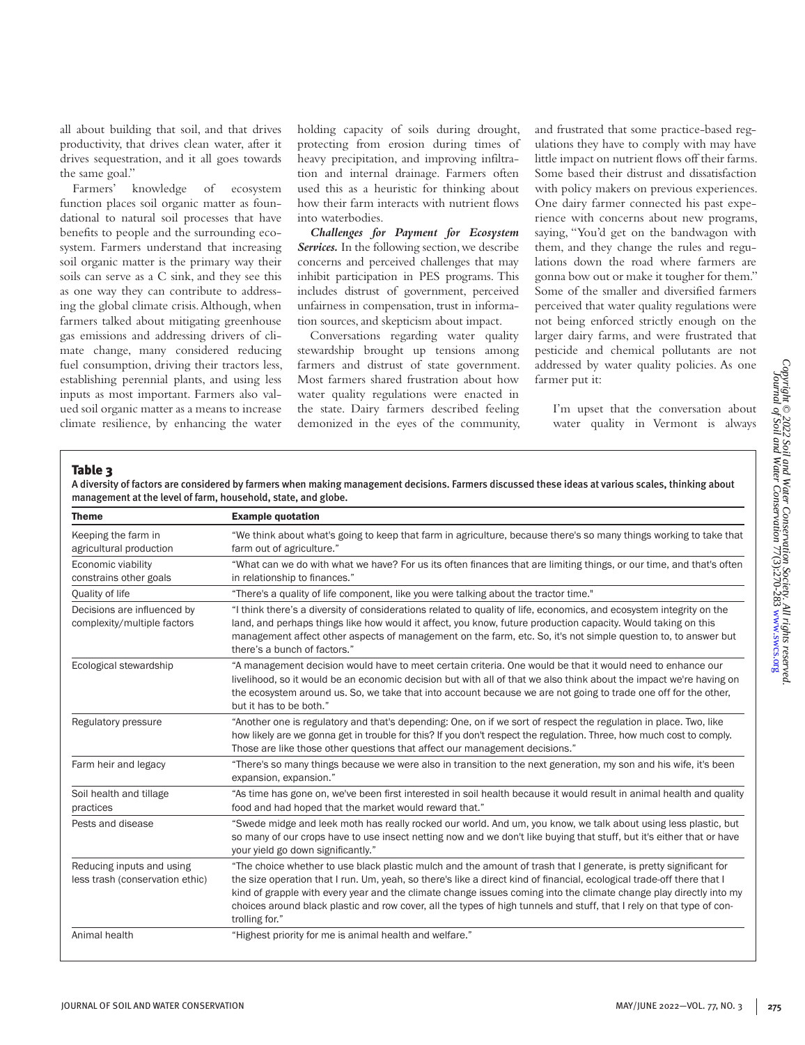all about building that soil, and that drives productivity, that drives clean water, after it drives sequestration, and it all goes towards the same goal."

Farmers' knowledge of ecosystem function places soil organic matter as foundational to natural soil processes that have benefits to people and the surrounding ecosystem. Farmers understand that increasing soil organic matter is the primary way their soils can serve as a C sink, and they see this as one way they can contribute to addressing the global climate crisis. Although, when farmers talked about mitigating greenhouse gas emissions and addressing drivers of climate change, many considered reducing fuel consumption, driving their tractors less, establishing perennial plants, and using less inputs as most important. Farmers also valued soil organic matter as a means to increase climate resilience, by enhancing the water holding capacity of soils during drought, protecting from erosion during times of heavy precipitation, and improving infiltration and internal drainage. Farmers often used this as a heuristic for thinking about how their farm interacts with nutrient flows into waterbodies.

***Challenges for Payment for Ecosystem Services.*** In the following section, we describe concerns and perceived challenges that may inhibit participation in PES programs. This includes distrust of government, perceived unfairness in compensation, trust in information sources, and skepticism about impact.

Conversations regarding water quality stewardship brought up tensions among farmers and distrust of state government. Most farmers shared frustration about how water quality regulations were enacted in the state. Dairy farmers described feeling demonized in the eyes of the community, and frustrated that some practice-based regulations they have to comply with may have little impact on nutrient flows off their farms. Some based their distrust and dissatisfaction with policy makers on previous experiences. One dairy farmer connected his past experience with concerns about new programs, saying, "You'd get on the bandwagon with them, and they change the rules and regulations down the road where farmers are gonna bow out or make it tougher for them." Some of the smaller and diversified farmers perceived that water quality regulations were not being enforced strictly enough on the larger dairy farms, and were frustrated that pesticide and chemical pollutants are not addressed by water quality policies. As one farmer put it:

> I'm upset that the conversation about water quality in Vermont is always

**Table 3**

A diversity of factors are considered by farmers when making management decisions. Farmers discussed these ideas at various scales, thinking about management at the level of farm, household, state, and globe.

| Theme | Example quotation |
|---|---|
| Keeping the farm in agricultural production | "We think about what's going to keep that farm in agriculture, because there's so many things working to take that farm out of agriculture." |
| Economic viability constrains other goals | "What can we do with what we have? For us its often finances that are limiting things, or our time, and that's often in relationship to finances." |
| Quality of life | "There's a quality of life component, like you were talking about the tractor time." |
| Decisions are influenced by complexity/multiple factors | "I think there's a diversity of considerations related to quality of life, economics, and ecosystem integrity on the land, and perhaps things like how would it affect, you know, future production capacity. Would taking on this management affect other aspects of management on the farm, etc. So, it's not simple question to, to answer but there's a bunch of factors." |
| Ecological stewardship | "A management decision would have to meet certain criteria. One would be that it would need to enhance our livelihood, so it would be an economic decision but with all of that we also think about the impact we're having on the ecosystem around us. So, we take that into account because we are not going to trade one off for the other, but it has to be both." |
| Regulatory pressure | "Another one is regulatory and that's depending: One, on if we sort of respect the regulation in place. Two, like how likely are we gonna get in trouble for this? If you don't respect the regulation. Three, how much cost to comply. Those are like those other questions that affect our management decisions." |
| Farm heir and legacy | "There's so many things because we were also in transition to the next generation, my son and his wife, it's been expansion, expansion." |
| Soil health and tillage practices | "As time has gone on, we've been first interested in soil health because it would result in animal health and quality food and had hoped that the market would reward that." |
| Pests and disease | "Swede midge and leek moth has really rocked our world. And um, you know, we talk about using less plastic, but so many of our crops have to use insect netting now and we don't like buying that stuff, but it's either that or have your yield go down significantly." |
| Reducing inputs and using less trash (conservation ethic) | "The choice whether to use black plastic mulch and the amount of trash that I generate, is pretty significant for the size operation that I run. Um, yeah, so there's like a direct kind of financial, ecological trade-off there that I kind of grapple with every year and the climate change issues coming into the climate change play directly into my choices around black plastic and row cover, all the types of high tunnels and stuff, that I rely on that type of controlling for." |
| Animal health | "Highest priority for me is animal health and welfare." |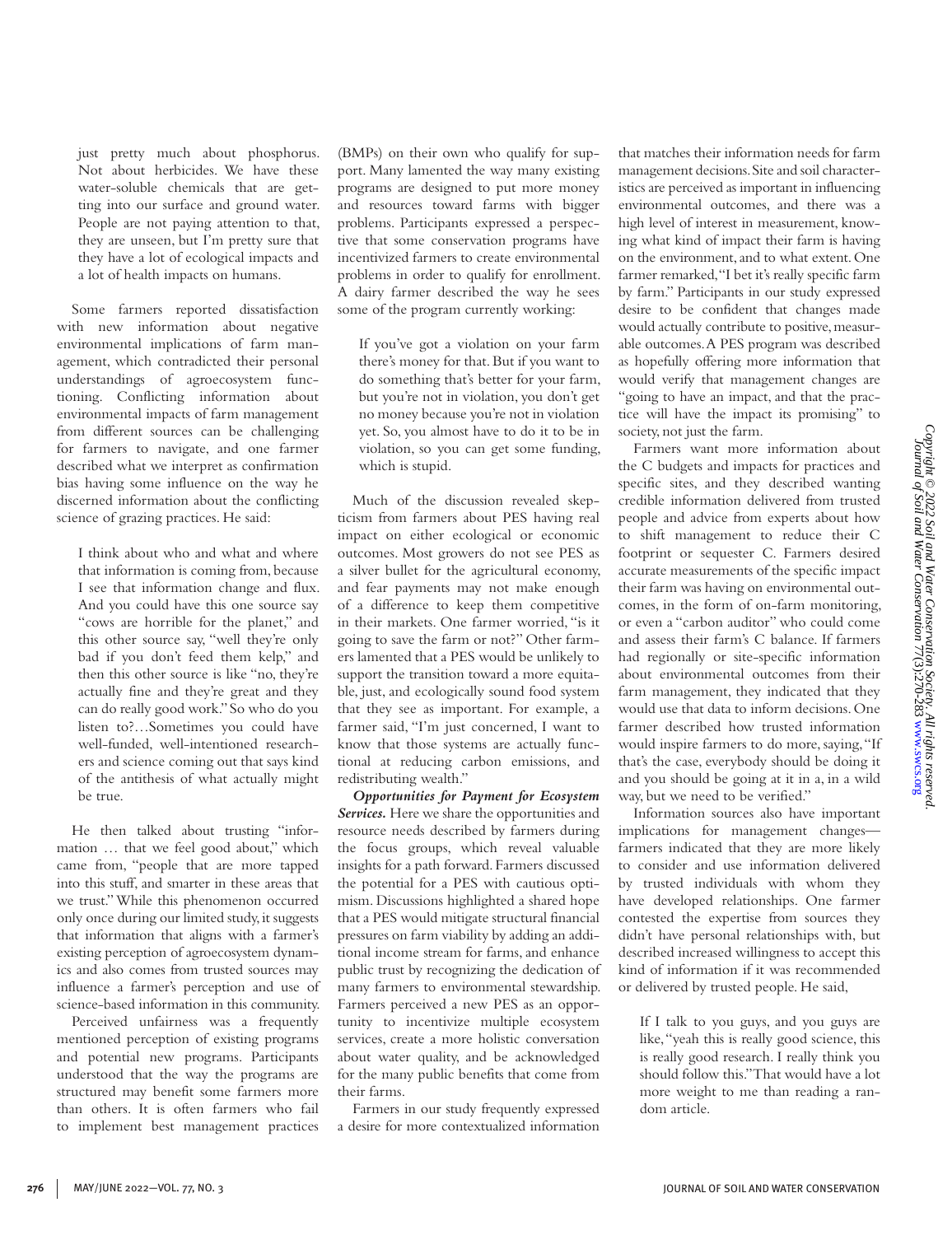just pretty much about phosphorus. Not about herbicides. We have these water-soluble chemicals that are getting into our surface and ground water. People are not paying attention to that, they are unseen, but I'm pretty sure that they have a lot of ecological impacts and a lot of health impacts on humans.

Some farmers reported dissatisfaction with new information about negative environmental implications of farm management, which contradicted their personal understandings of agroecosystem functioning. Conflicting information about environmental impacts of farm management from different sources can be challenging for farmers to navigate, and one farmer described what we interpret as confirmation bias having some influence on the way he discerned information about the conflicting science of grazing practices. He said:

> I think about who and what and where that information is coming from, because I see that information change and flux. And you could have this one source say "cows are horrible for the planet," and this other source say, "well they're only bad if you don't feed them kelp," and then this other source is like "no, they're actually fine and they're great and they can do really good work." So who do you listen to?…Sometimes you could have well-funded, well-intentioned researchers and science coming out that says kind of the antithesis of what actually might be true.

He then talked about trusting "information … that we feel good about," which came from, "people that are more tapped into this stuff, and smarter in these areas that we trust." While this phenomenon occurred only once during our limited study, it suggests that information that aligns with a farmer's existing perception of agroecosystem dynamics and also comes from trusted sources may influence a farmer's perception and use of science-based information in this community.

Perceived unfairness was a frequently mentioned perception of existing programs and potential new programs. Participants understood that the way the programs are structured may benefit some farmers more than others. It is often farmers who fail to implement best management practices (BMPs) on their own who qualify for support. Many lamented the way many existing programs are designed to put more money and resources toward farms with bigger problems. Participants expressed a perspective that some conservation programs have incentivized farmers to create environmental problems in order to qualify for enrollment. A dairy farmer described the way he sees some of the program currently working:

> If you've got a violation on your farm there's money for that. But if you want to do something that's better for your farm, but you're not in violation, you don't get no money because you're not in violation yet. So, you almost have to do it to be in violation, so you can get some funding, which is stupid.

Much of the discussion revealed skepticism from farmers about PES having real impact on either ecological or economic outcomes. Most growers do not see PES as a silver bullet for the agricultural economy, and fear payments may not make enough of a difference to keep them competitive in their markets. One farmer worried, "is it going to save the farm or not?" Other farmers lamented that a PES would be unlikely to support the transition toward a more equitable, just, and ecologically sound food system that they see as important. For example, a farmer said, "I'm just concerned, I want to know that those systems are actually functional at reducing carbon emissions, and redistributing wealth."

***Opportunities for Payment for Ecosystem Services.*** Here we share the opportunities and resource needs described by farmers during the focus groups, which reveal valuable insights for a path forward. Farmers discussed the potential for a PES with cautious optimism. Discussions highlighted a shared hope that a PES would mitigate structural financial pressures on farm viability by adding an additional income stream for farms, and enhance public trust by recognizing the dedication of many farmers to environmental stewardship. Farmers perceived a new PES as an opportunity to incentivize multiple ecosystem services, create a more holistic conversation about water quality, and be acknowledged for the many public benefits that come from their farms.

Farmers in our study frequently expressed a desire for more contextualized information that matches their information needs for farm management decisions. Site and soil characteristics are perceived as important in influencing environmental outcomes, and there was a high level of interest in measurement, knowing what kind of impact their farm is having on the environment, and to what extent. One farmer remarked, "I bet it's really specific farm by farm." Participants in our study expressed desire to be confident that changes made would actually contribute to positive, measurable outcomes. A PES program was described as hopefully offering more information that would verify that management changes are "going to have an impact, and that the practice will have the impact its promising" to society, not just the farm.

Farmers want more information about the C budgets and impacts for practices and specific sites, and they described wanting credible information delivered from trusted people and advice from experts about how to shift management to reduce their C footprint or sequester C. Farmers desired accurate measurements of the specific impact their farm was having on environmental outcomes, in the form of on-farm monitoring, or even a "carbon auditor" who could come and assess their farm's C balance. If farmers had regionally or site-specific information about environmental outcomes from their farm management, they indicated that they would use that data to inform decisions. One farmer described how trusted information would inspire farmers to do more, saying, "If that's the case, everybody should be doing it and you should be going at it in a, in a wild way, but we need to be verified."

Information sources also have important implications for management changes—farmers indicated that they are more likely to consider and use information delivered by trusted individuals with whom they have developed relationships. One farmer contested the expertise from sources they didn't have personal relationships with, but described increased willingness to accept this kind of information if it was recommended or delivered by trusted people. He said,

> If I talk to you guys, and you guys are like, "yeah this is really good science, this is really good research. I really think you should follow this." That would have a lot more weight to me than reading a random article.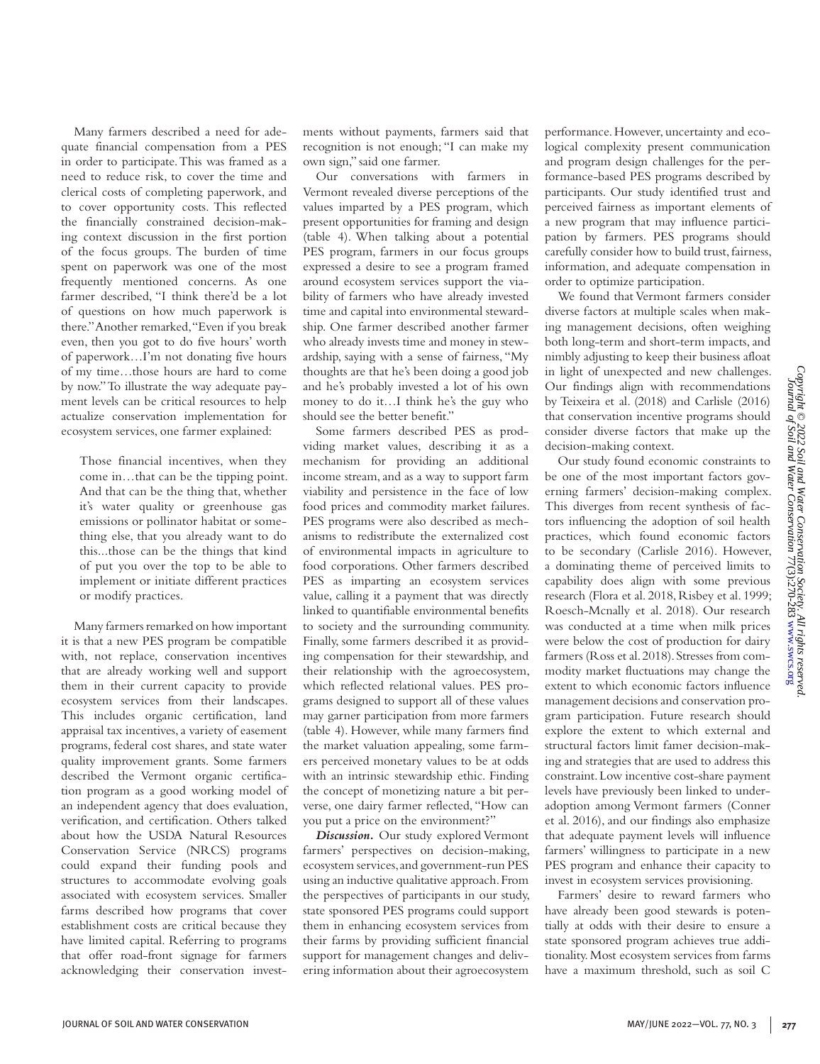Many farmers described a need for adequate financial compensation from a PES in order to participate. This was framed as a need to reduce risk, to cover the time and clerical costs of completing paperwork, and to cover opportunity costs. This reflected the financially constrained decision-making context discussion in the first portion of the focus groups. The burden of time spent on paperwork was one of the most frequently mentioned concerns. As one farmer described, "I think there'd be a lot of questions on how much paperwork is there." Another remarked, "Even if you break even, then you got to do five hours' worth of paperwork…I'm not donating five hours of my time…those hours are hard to come by now." To illustrate the way adequate payment levels can be critical resources to help actualize conservation implementation for ecosystem services, one farmer explained:

> Those financial incentives, when they come in…that can be the tipping point. And that can be the thing that, whether it's water quality or greenhouse gas emissions or pollinator habitat or something else, that you already want to do this...those can be the things that kind of put you over the top to be able to implement or initiate different practices or modify practices.

Many farmers remarked on how important it is that a new PES program be compatible with, not replace, conservation incentives that are already working well and support them in their current capacity to provide ecosystem services from their landscapes. This includes organic certification, land appraisal tax incentives, a variety of easement programs, federal cost shares, and state water quality improvement grants. Some farmers described the Vermont organic certification program as a good working model of an independent agency that does evaluation, verification, and certification. Others talked about how the USDA Natural Resources Conservation Service (NRCS) programs could expand their funding pools and structures to accommodate evolving goals associated with ecosystem services. Smaller farms described how programs that cover establishment costs are critical because they have limited capital. Referring to programs that offer road-front signage for farmers acknowledging their conservation investments without payments, farmers said that recognition is not enough; "I can make my own sign," said one farmer.

Our conversations with farmers in Vermont revealed diverse perceptions of the values imparted by a PES program, which present opportunities for framing and design (table 4). When talking about a potential PES program, farmers in our focus groups expressed a desire to see a program framed around ecosystem services support the viability of farmers who have already invested time and capital into environmental stewardship. One farmer described another farmer who already invests time and money in stewardship, saying with a sense of fairness, "My thoughts are that he's been doing a good job and he's probably invested a lot of his own money to do it…I think he's the guy who should see the better benefit."

Some farmers described PES as prodviding market values, describing it as a mechanism for providing an additional income stream, and as a way to support farm viability and persistence in the face of low food prices and commodity market failures. PES programs were also described as mechanisms to redistribute the externalized cost of environmental impacts in agriculture to food corporations. Other farmers described PES as imparting an ecosystem services value, calling it a payment that was directly linked to quantifiable environmental benefits to society and the surrounding community. Finally, some farmers described it as providing compensation for their stewardship, and their relationship with the agroecosystem, which reflected relational values. PES programs designed to support all of these values may garner participation from more farmers (table 4). However, while many farmers find the market valuation appealing, some farmers perceived monetary values to be at odds with an intrinsic stewardship ethic. Finding the concept of monetizing nature a bit perverse, one dairy farmer reflected, "How can you put a price on the environment?"

***Discussion.*** Our study explored Vermont farmers' perspectives on decision-making, ecosystem services, and government-run PES using an inductive qualitative approach. From the perspectives of participants in our study, state sponsored PES programs could support them in enhancing ecosystem services from their farms by providing sufficient financial support for management changes and delivering information about their agroecosystem performance. However, uncertainty and ecological complexity present communication and program design challenges for the performance-based PES programs described by participants. Our study identified trust and perceived fairness as important elements of a new program that may influence participation by farmers. PES programs should carefully consider how to build trust, fairness, information, and adequate compensation in order to optimize participation.

We found that Vermont farmers consider diverse factors at multiple scales when making management decisions, often weighing both long-term and short-term impacts, and nimbly adjusting to keep their business afloat in light of unexpected and new challenges. Our findings align with recommendations by Teixeira et al. (2018) and Carlisle (2016) that conservation incentive programs should consider diverse factors that make up the decision-making context.

Our study found economic constraints to be one of the most important factors governing farmers' decision-making complex. This diverges from recent synthesis of factors influencing the adoption of soil health practices, which found economic factors to be secondary (Carlisle 2016). However, a dominating theme of perceived limits to capability does align with some previous research (Flora et al. 2018, Risbey et al. 1999; Roesch-Mcnally et al. 2018). Our research was conducted at a time when milk prices were below the cost of production for dairy farmers (Ross et al. 2018). Stresses from commodity market fluctuations may change the extent to which economic factors influence management decisions and conservation program participation. Future research should explore the extent to which external and structural factors limit famer decision-making and strategies that are used to address this constraint. Low incentive cost-share payment levels have previously been linked to underadoption among Vermont farmers (Conner et al. 2016), and our findings also emphasize that adequate payment levels will influence farmers' willingness to participate in a new PES program and enhance their capacity to invest in ecosystem services provisioning.

Farmers' desire to reward farmers who have already been good stewards is potentially at odds with their desire to ensure a state sponsored program achieves true additionality. Most ecosystem services from farms have a maximum threshold, such as soil C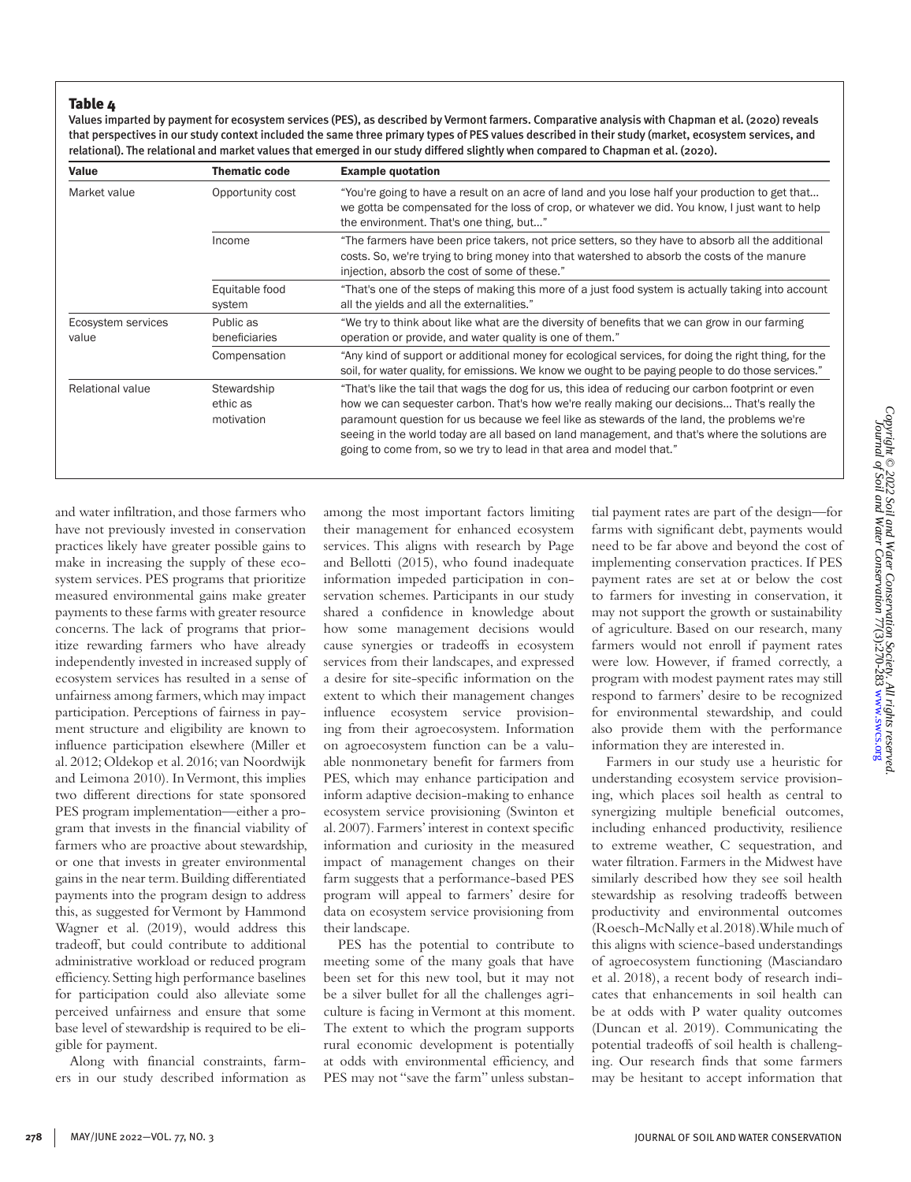**Table 4**

Values imparted by payment for ecosystem services (PES), as described by Vermont farmers. Comparative analysis with Chapman et al. (2020) reveals that perspectives in our study context included the same three primary types of PES values described in their study (market, ecosystem services, and relational). The relational and market values that emerged in our study differed slightly when compared to Chapman et al. (2020).

| Value | Thematic code | Example quotation |
|---|---|---|
| Market value | Opportunity cost | "You're going to have a result on an acre of land and you lose half your production to get that... we gotta be compensated for the loss of crop, or whatever we did. You know, I just want to help the environment. That's one thing, but..." |
| | Income | "The farmers have been price takers, not price setters, so they have to absorb all the additional costs. So, we're trying to bring money into that watershed to absorb the costs of the manure injection, absorb the cost of some of these." |
| | Equitable food system | "That's one of the steps of making this more of a just food system is actually taking into account all the yields and all the externalities." |
| Ecosystem services value | Public as beneficiaries | "We try to think about like what are the diversity of benefits that we can grow in our farming operation or provide, and water quality is one of them." |
| | Compensation | "Any kind of support or additional money for ecological services, for doing the right thing, for the soil, for water quality, for emissions. We know we ought to be paying people to do those services." |
| Relational value | Stewardship ethic as motivation | "That's like the tail that wags the dog for us, this idea of reducing our carbon footprint or even how we can sequester carbon. That's how we're really making our decisions... That's really the paramount question for us because we feel like as stewards of the land, the problems we're seeing in the world today are all based on land management, and that's where the solutions are going to come from, so we try to lead in that area and model that." |

and water infiltration, and those farmers who have not previously invested in conservation practices likely have greater possible gains to make in increasing the supply of these ecosystem services. PES programs that prioritize measured environmental gains make greater payments to these farms with greater resource concerns. The lack of programs that prioritize rewarding farmers who have already independently invested in increased supply of ecosystem services has resulted in a sense of unfairness among farmers, which may impact participation. Perceptions of fairness in payment structure and eligibility are known to influence participation elsewhere (Miller et al. 2012; Oldekop et al. 2016; van Noordwijk and Leimona 2010). In Vermont, this implies two different directions for state sponsored PES program implementation—either a program that invests in the financial viability of farmers who are proactive about stewardship, or one that invests in greater environmental gains in the near term. Building differentiated payments into the program design to address this, as suggested for Vermont by Hammond Wagner et al. (2019), would address this tradeoff, but could contribute to additional administrative workload or reduced program efficiency. Setting high performance baselines for participation could also alleviate some perceived unfairness and ensure that some base level of stewardship is required to be eligible for payment.

Along with financial constraints, farmers in our study described information as among the most important factors limiting their management for enhanced ecosystem services. This aligns with research by Page and Bellotti (2015), who found inadequate information impeded participation in conservation schemes. Participants in our study shared a confidence in knowledge about how some management decisions would cause synergies or tradeoffs in ecosystem services from their landscapes, and expressed a desire for site-specific information on the extent to which their management changes influence ecosystem service provisioning from their agroecosystem. Information on agroecosystem function can be a valuable nonmonetary benefit for farmers from PES, which may enhance participation and inform adaptive decision-making to enhance ecosystem service provisioning (Swinton et al. 2007). Farmers' interest in context specific information and curiosity in the measured impact of management changes on their farm suggests that a performance-based PES program will appeal to farmers' desire for data on ecosystem service provisioning from their landscape.

PES has the potential to contribute to meeting some of the many goals that have been set for this new tool, but it may not be a silver bullet for all the challenges agriculture is facing in Vermont at this moment. The extent to which the program supports rural economic development is potentially at odds with environmental efficiency, and PES may not "save the farm" unless substantial payment rates are part of the design—for farms with significant debt, payments would need to be far above and beyond the cost of implementing conservation practices. If PES payment rates are set at or below the cost to farmers for investing in conservation, it may not support the growth or sustainability of agriculture. Based on our research, many farmers would not enroll if payment rates were low. However, if framed correctly, a program with modest payment rates may still respond to farmers' desire to be recognized for environmental stewardship, and could also provide them with the performance information they are interested in.

Farmers in our study use a heuristic for understanding ecosystem service provisioning, which places soil health as central to synergizing multiple beneficial outcomes, including enhanced productivity, resilience to extreme weather, C sequestration, and water filtration. Farmers in the Midwest have similarly described how they see soil health stewardship as resolving tradeoffs between productivity and environmental outcomes (Roesch-McNally et al. 2018). While much of this aligns with science-based understandings of agroecosystem functioning (Masciandaro et al. 2018), a recent body of research indicates that enhancements in soil health can be at odds with P water quality outcomes (Duncan et al. 2019). Communicating the potential tradeoffs of soil health is challenging. Our research finds that some farmers may be hesitant to accept information that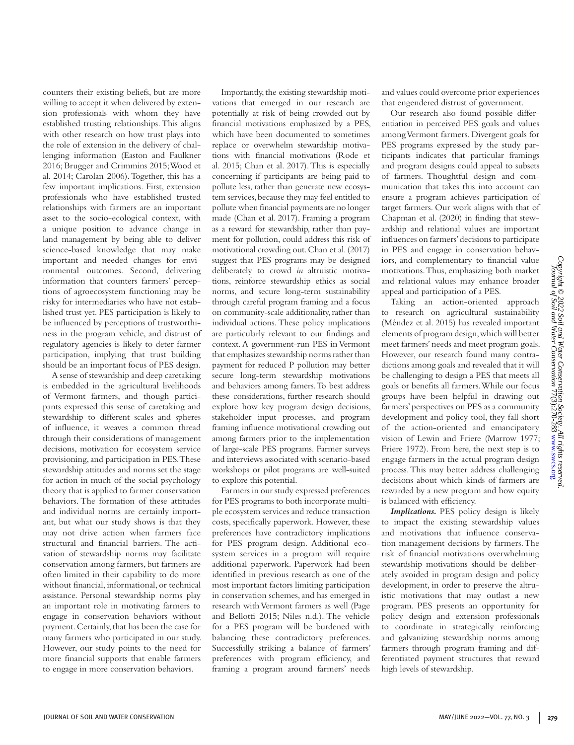counters their existing beliefs, but are more willing to accept it when delivered by extension professionals with whom they have established trusting relationships. This aligns with other research on how trust plays into the role of extension in the delivery of challenging information (Easton and Faulkner 2016; Brugger and Crimmins 2015; Wood et al. 2014; Carolan 2006). Together, this has a few important implications. First, extension professionals who have established trusted relationships with farmers are an important asset to the socio-ecological context, with a unique position to advance change in land management by being able to deliver science-based knowledge that may make important and needed changes for environmental outcomes. Second, delivering information that counters farmers' perceptions of agroecosystem functioning may be risky for intermediaries who have not established trust yet. PES participation is likely to be influenced by perceptions of trustworthiness in the program vehicle, and distrust of regulatory agencies is likely to deter farmer participation, implying that trust building should be an important focus of PES design.

A sense of stewardship and deep caretaking is embedded in the agricultural livelihoods of Vermont farmers, and though participants expressed this sense of caretaking and stewardship to different scales and spheres of influence, it weaves a common thread through their considerations of management decisions, motivation for ecosystem service provisioning, and participation in PES. These stewardship attitudes and norms set the stage for action in much of the social psychology theory that is applied to farmer conservation behaviors. The formation of these attitudes and individual norms are certainly important, but what our study shows is that they may not drive action when farmers face structural and financial barriers. The activation of stewardship norms may facilitate conservation among farmers, but farmers are often limited in their capability to do more without financial, informational, or technical assistance. Personal stewardship norms play an important role in motivating farmers to engage in conservation behaviors without payment. Certainly, that has been the case for many farmers who participated in our study. However, our study points to the need for more financial supports that enable farmers to engage in more conservation behaviors.

Importantly, the existing stewardship motivations that emerged in our research are potentially at risk of being crowded out by financial motivations emphasized by a PES, which have been documented to sometimes replace or overwhelm stewardship motivations with financial motivations (Rode et al. 2015; Chan et al. 2017). This is especially concerning if participants are being paid to pollute less, rather than generate new ecosystem services, because they may feel entitled to pollute when financial payments are no longer made (Chan et al. 2017). Framing a program as a reward for stewardship, rather than payment for pollution, could address this risk of motivational crowding out. Chan et al. (2017) suggest that PES programs may be designed deliberately to crowd *in* altruistic motivations, reinforce stewardship ethics as social norms, and secure long-term sustainability through careful program framing and a focus on community-scale additionality, rather than individual actions. These policy implications are particularly relevant to our findings and context. A government-run PES in Vermont that emphasizes stewardship norms rather than payment for reduced P pollution may better secure long-term stewardship motivations and behaviors among famers. To best address these considerations, further research should explore how key program design decisions, stakeholder input processes, and program framing influence motivational crowding out among farmers prior to the implementation of large-scale PES programs. Farmer surveys and interviews associated with scenario-based workshops or pilot programs are well-suited to explore this potential.

Farmers in our study expressed preferences for PES programs to both incorporate multiple ecosystem services and reduce transaction costs, specifically paperwork. However, these preferences have contradictory implications for PES program design. Additional ecosystem services in a program will require additional paperwork. Paperwork had been identified in previous research as one of the most important factors limiting participation in conservation schemes, and has emerged in research with Vermont farmers as well (Page and Bellotti 2015; Niles n.d.). The vehicle for a PES program will be burdened with balancing these contradictory preferences. Successfully striking a balance of farmers' preferences with program efficiency, and framing a program around farmers' needs and values could overcome prior experiences that engendered distrust of government.

Our research also found possible differentiation in perceived PES goals and values among Vermont farmers. Divergent goals for PES programs expressed by the study participants indicates that particular framings and program designs could appeal to subsets of farmers. Thoughtful design and communication that takes this into account can ensure a program achieves participation of target farmers. Our work aligns with that of Chapman et al. (2020) in finding that stewardship and relational values are important influences on farmers' decisions to participate in PES and engage in conservation behaviors, and complementary to financial value motivations. Thus, emphasizing both market and relational values may enhance broader appeal and participation of a PES.

Taking an action-oriented approach to research on agricultural sustainability (Méndez et al. 2015) has revealed important elements of program design, which will better meet farmers' needs and meet program goals. However, our research found many contradictions among goals and revealed that it will be challenging to design a PES that meets all goals or benefits all farmers. While our focus groups have been helpful in drawing out farmers' perspectives on PES as a community development and policy tool, they fall short of the action-oriented and emancipatory vision of Lewin and Friere (Marrow 1977; Friere 1972). From here, the next step is to engage farmers in the actual program design process. This may better address challenging decisions about which kinds of farmers are rewarded by a new program and how equity is balanced with efficiency.

***Implications.*** PES policy design is likely to impact the existing stewardship values and motivations that influence conservation management decisions by farmers. The risk of financial motivations overwhelming stewardship motivations should be deliberately avoided in program design and policy development, in order to preserve the altruistic motivations that may outlast a new program. PES presents an opportunity for policy design and extension professionals to coordinate in strategically reinforcing and galvanizing stewardship norms among farmers through program framing and differentiated payment structures that reward high levels of stewardship.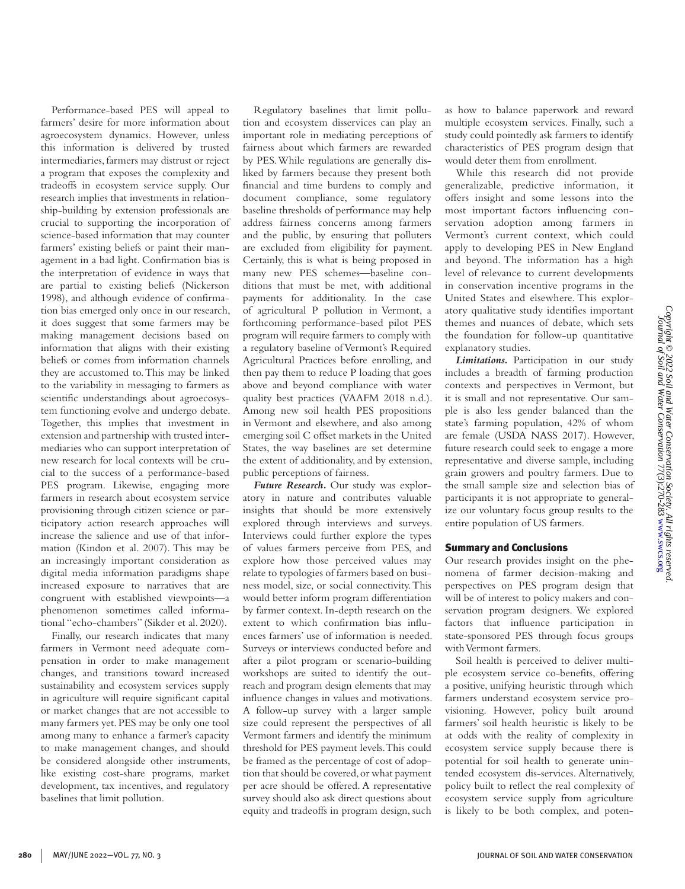Performance-based PES will appeal to farmers' desire for more information about agroecosystem dynamics. However, unless this information is delivered by trusted intermediaries, farmers may distrust or reject a program that exposes the complexity and tradeoffs in ecosystem service supply. Our research implies that investments in relationship-building by extension professionals are crucial to supporting the incorporation of science-based information that may counter farmers' existing beliefs or paint their management in a bad light. Confirmation bias is the interpretation of evidence in ways that are partial to existing beliefs (Nickerson 1998), and although evidence of confirmation bias emerged only once in our research, it does suggest that some farmers may be making management decisions based on information that aligns with their existing beliefs or comes from information channels they are accustomed to. This may be linked to the variability in messaging to farmers as scientific understandings about agroecosystem functioning evolve and undergo debate. Together, this implies that investment in extension and partnership with trusted intermediaries who can support interpretation of new research for local contexts will be crucial to the success of a performance-based PES program. Likewise, engaging more farmers in research about ecosystem service provisioning through citizen science or participatory action research approaches will increase the salience and use of that information (Kindon et al. 2007). This may be an increasingly important consideration as digital media information paradigms shape increased exposure to narratives that are congruent with established viewpoints—a phenomenon sometimes called informational "echo-chambers" (Sikder et al. 2020).

Finally, our research indicates that many farmers in Vermont need adequate compensation in order to make management changes, and transitions toward increased sustainability and ecosystem services supply in agriculture will require significant capital or market changes that are not accessible to many farmers yet. PES may be only one tool among many to enhance a farmer's capacity to make management changes, and should be considered alongside other instruments, like existing cost-share programs, market development, tax incentives, and regulatory baselines that limit pollution.

Regulatory baselines that limit pollution and ecosystem disservices can play an important role in mediating perceptions of fairness about which farmers are rewarded by PES. While regulations are generally disliked by farmers because they present both financial and time burdens to comply and document compliance, some regulatory baseline thresholds of performance may help address fairness concerns among farmers and the public, by ensuring that polluters are excluded from eligibility for payment. Certainly, this is what is being proposed in many new PES schemes—baseline conditions that must be met, with additional payments for additionality. In the case of agricultural P pollution in Vermont, a forthcoming performance-based pilot PES program will require farmers to comply with a regulatory baseline of Vermont's Required Agricultural Practices before enrolling, and then pay them to reduce P loading that goes above and beyond compliance with water quality best practices (VAAFM 2018 n.d.). Among new soil health PES propositions in Vermont and elsewhere, and also among emerging soil C offset markets in the United States, the way baselines are set determine the extent of additionality, and by extension, public perceptions of fairness.

***Future Research.*** Our study was exploratory in nature and contributes valuable insights that should be more extensively explored through interviews and surveys. Interviews could further explore the types of values farmers perceive from PES, and explore how those perceived values may relate to typologies of farmers based on business model, size, or social connectivity. This would better inform program differentiation by farmer context. In-depth research on the extent to which confirmation bias influences farmers' use of information is needed. Surveys or interviews conducted before and after a pilot program or scenario-building workshops are suited to identify the outreach and program design elements that may influence changes in values and motivations. A follow-up survey with a larger sample size could represent the perspectives of all Vermont farmers and identify the minimum threshold for PES payment levels. This could be framed as the percentage of cost of adoption that should be covered, or what payment per acre should be offered. A representative survey should also ask direct questions about equity and tradeoffs in program design, such as how to balance paperwork and reward multiple ecosystem services. Finally, such a study could pointedly ask farmers to identify characteristics of PES program design that would deter them from enrollment.

While this research did not provide generalizable, predictive information, it offers insight and some lessons into the most important factors influencing conservation adoption among farmers in Vermont's current context, which could apply to developing PES in New England and beyond. The information has a high level of relevance to current developments in conservation incentive programs in the United States and elsewhere. This exploratory qualitative study identifies important themes and nuances of debate, which sets the foundation for follow-up quantitative explanatory studies.

***Limitations.*** Participation in our study includes a breadth of farming production contexts and perspectives in Vermont, but it is small and not representative. Our sample is also less gender balanced than the state's farming population, 42% of whom are female (USDA NASS 2017). However, future research could seek to engage a more representative and diverse sample, including grain growers and poultry farmers. Due to the small sample size and selection bias of participants it is not appropriate to generalize our voluntary focus group results to the entire population of US farmers.

## Summary and Conclusions

Our research provides insight on the phenomena of farmer decision-making and perspectives on PES program design that will be of interest to policy makers and conservation program designers. We explored factors that influence participation in state-sponsored PES through focus groups with Vermont farmers.

Soil health is perceived to deliver multiple ecosystem service co-benefits, offering a positive, unifying heuristic through which farmers understand ecosystem service provisioning. However, policy built around farmers' soil health heuristic is likely to be at odds with the reality of complexity in ecosystem service supply because there is potential for soil health to generate unintended ecosystem dis-services. Alternatively, policy built to reflect the real complexity of ecosystem service supply from agriculture is likely to be both complex, and poten-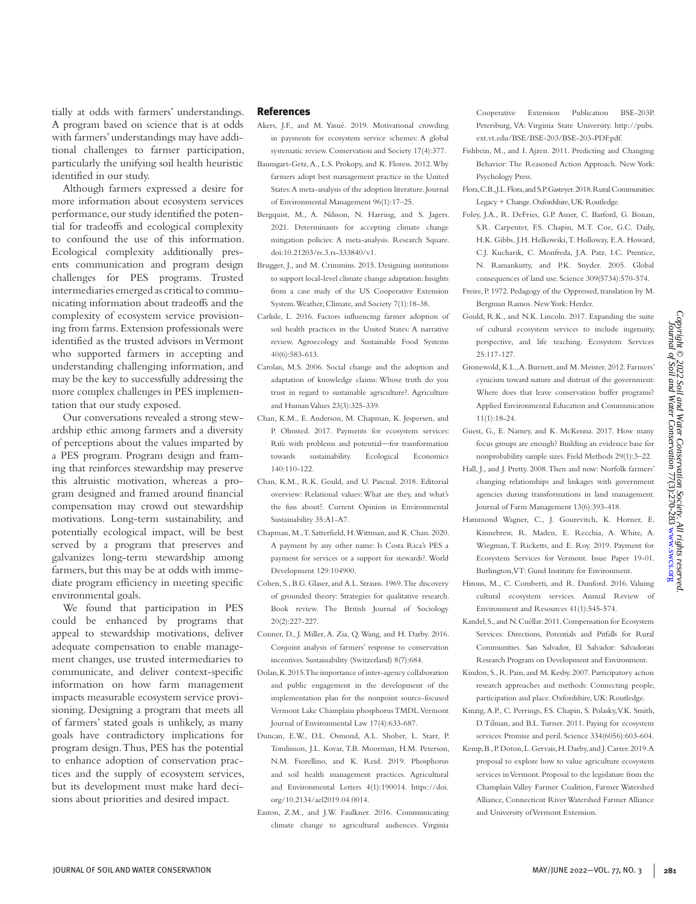tially at odds with farmers' understandings. A program based on science that is at odds with farmers' understandings may have additional challenges to farmer participation, particularly the unifying soil health heuristic identified in our study.

Although farmers expressed a desire for more information about ecosystem services performance, our study identified the potential for tradeoffs and ecological complexity to confound the use of this information. Ecological complexity additionally presents communication and program design challenges for PES programs. Trusted intermediaries emerged as critical to communicating information about tradeoffs and the complexity of ecosystem service provisioning from farms. Extension professionals were identified as the trusted advisors in Vermont who supported farmers in accepting and understanding challenging information, and may be the key to successfully addressing the more complex challenges in PES implementation that our study exposed.

Our conversations revealed a strong stewardship ethic among farmers and a diversity of perceptions about the values imparted by a PES program. Program design and framing that reinforces stewardship may preserve this altruistic motivation, whereas a program designed and framed around financial compensation may crowd out stewardship motivations. Long-term sustainability, and potentially ecological impact, will be best served by a program that preserves and galvanizes long-term stewardship among farmers, but this may be at odds with immediate program efficiency in meeting specific environmental goals.

We found that participation in PES could be enhanced by programs that appeal to stewardship motivations, deliver adequate compensation to enable management changes, use trusted intermediaries to communicate, and deliver context-specific information on how farm management impacts measurable ecosystem service provisioning. Designing a program that meets all of farmers' stated goals is unlikely, as many goals have contradictory implications for program design. Thus, PES has the potential to enhance adoption of conservation practices and the supply of ecosystem services, but its development must make hard decisions about priorities and desired impact.

## References

Akers, J.F., and M. Yasué. 2019. Motivational crowding in payments for ecosystem service schemes: A global systematic review. Conservation and Society 17(4):377.

Baumgart-Getz, A., L.S. Prokopy, and K. Floress. 2012. Why farmers adopt best management practice in the United States: A meta-analysis of the adoption literature. Journal of Environmental Management 96(1):17–25.

Bergquist, M., A. Nilsson, N. Harring, and S. Jagers. 2021. Determinants for accepting climate change mitigation policies: A meta-analysis. Research Square. doi:10.21203/rs.3.rs-333840/v1.

Brugger, J., and M. Crimmins. 2015. Designing institutions to support local-level climate change adaptation: Insights from a case study of the US Cooperative Extension System. Weather, Climate, and Society 7(1):18-38.

Carlisle, L. 2016. Factors influencing farmer adoption of soil health practices in the United States: A narrative review. Agroecology and Sustainable Food Systems 40(6):583-613.

Carolan, M.S. 2006. Social change and the adoption and adaptation of knowledge claims: Whose truth do you trust in regard to sustainable agriculture?. Agriculture and Human Values 23(3):325-339.

Chan, K.M., E. Anderson, M. Chapman, K. Jespersen, and P. Olmsted. 2017. Payments for ecosystem services: Rife with problems and potential—for transformation towards sustainability. Ecological Economics 140:110-122.

Chan, K.M., R.K. Gould, and U. Pascual. 2018. Editorial overview: Relational values: What are they, and what's the fuss about?. Current Opinion in Environmental Sustainability 35:A1-A7.

Chapman, M., T. Satterfield, H. Wittman, and K. Chan. 2020. A payment by any other name: Is Costa Rica's PES a payment for services or a support for stewards?. World Development 129:104900.

Cohen, S., B.G. Glaser, and A.L. Strauss. 1969. The discovery of grounded theory: Strategies for qualitative research. Book review. The British Journal of Sociology 20(2):227-227.

Conner, D., J. Miller, A. Zia, Q. Wang, and H. Darby. 2016. Conjoint analysis of farmers' response to conservation incentives. Sustainability (Switzerland) 8(7):684.

Dolan, K. 2015. The importance of inter-agency collaboration and public engagement in the development of the implementation plan for the nonpoint source-focused Vermont Lake Champlain phosphorus TMDL. Vermont Journal of Environmental Law 17(4):633-687.

Duncan, E.W., D.L. Osmond, A.L. Shober, L. Starr, P. Tomlinson, J.L. Kovar, T.B. Moorman, H.M. Peterson, N.M. Fiorellino, and K. Reid. 2019. Phosphorus and soil health management practices. Agricultural and Environmental Letters 4(1):190014. https://doi.org/10.2134/ael2019.04.0014.

Easton, Z.M., and J.W. Faulkner. 2016. Communicating climate change to agricultural audiences. Virginia Cooperative Extension Publication BSE-203P. Petersburg, VA: Virginia State University. http://pubs.ext.vt.edu/BSE/BSE-203/BSE-203-PDF.pdf.

Fishbein, M., and I. Ajzen. 2011. Predicting and Changing Behavior: The Reasoned Action Approach. New York: Psychology Press.

Flora, C.B., J.L. Flora, and S.P. Gasteyer. 2018. Rural Communities: Legacy + Change. Oxfordshire, UK: Routledge.

Foley, J.A., R. DeFries, G.P. Asner, C. Barford, G. Bonan, S.R. Carpenter, F.S. Chapin, M.T. Coe, G.C. Daily, H.K. Gibbs, J.H. Helkowski, T. Holloway, E.A. Howard, C.J. Kucharik, C. Monfreda, J.A. Patz, I.C. Prentice, N. Ramankutty, and P.K. Snyder. 2005. Global consequences of land use. Science 309(5734):570-574.

Freire, P. 1972. Pedagogy of the Oppressed, translation by M. Bergman Ramos. New York: Herder.

Gould, R.K., and N.K. Lincoln. 2017. Expanding the suite of cultural ecosystem services to include ingenuity, perspective, and life teaching. Ecosystem Services 25:117-127.

Gronewold, K.L., A. Burnett, and M. Meister. 2012. Farmers' cynicism toward nature and distrust of the government: Where does that leave conservation buffer programs? Applied Environmental Education and Communication 11(1):18-24.

Guest, G., E. Namey, and K. McKenna. 2017. How many focus groups are enough? Building an evidence base for nonprobability sample sizes. Field Methods 29(1):3–22.

Hall, J., and J. Pretty. 2008. Then and now: Norfolk farmers' changing relationships and linkages with government agencies during transformations in land management. Journal of Farm Management 13(6):393-418.

Hammond Wagner, C., J. Gourevitch, K. Horner, E. Kinnebrew, R. Maden, E. Recchia, A. White, A. Wiegman, T. Ricketts, and E. Roy. 2019. Payment for Ecosystem Services for Vermont. Issue Paper 19-01. Burlington, VT: Gund Institute for Environment.

Hirons, M., C. Comberti, and R. Dunford. 2016. Valuing cultural ecosystem services. Annual Review of Environment and Resources 41(1):545-574.

Kandel, S., and N. Cuéllar. 2011. Compensation for Ecosystem Services: Directions, Potentials and Pitfalls for Rural Communities. San Salvador, El Salvador: Salvadoran Research Program on Development and Environment.

Kindon, S., R. Pain, and M. Kesby. 2007. Participatory action research approaches and methods: Connecting people, participation and place. Oxfordshire, UK: Routledge.

Kinzig, A.P., C. Perrings, F.S. Chapin, S. Polasky, V.K. Smith, D. Tilman, and B.L. Turner. 2011. Paying for ecosystem services: Promise and peril. Science 334(6056):603-604.

Kemp, B., P. Doton, L. Gervais, H. Darby, and J. Carter. 2019. A proposal to explore how to value agriculture ecosystem services in Vermont. Proposal to the legislature from the Champlain Valley Farmer Coalition, Farmer Watershed Alliance, Connecticut River Watershed Farmer Alliance and University of Vermont Extension.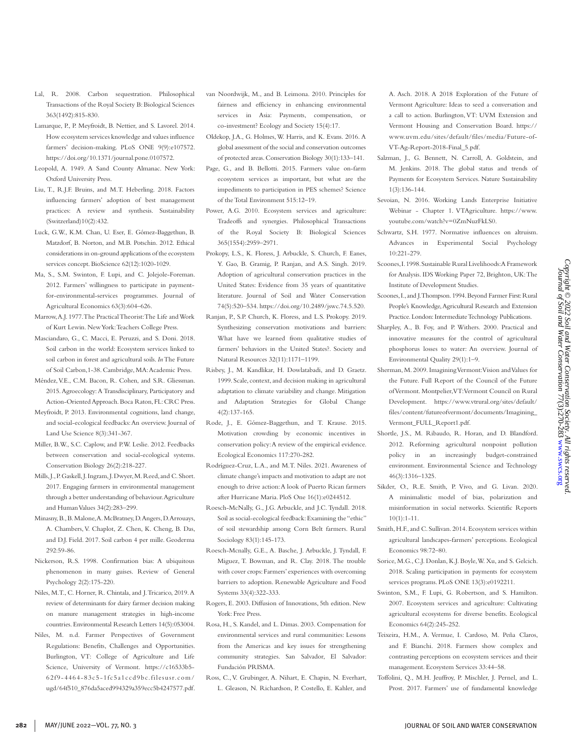Lal, R. 2008. Carbon sequestration. Philosophical Transactions of the Royal Society B: Biological Sciences 363(1492):815-830.

Lamarque, P., P. Meyfroidt, B. Nettier, and S. Lavorel. 2014. How ecosystem services knowledge and values influence farmers' decision-making. PLoS ONE 9(9):e107572. https://doi.org/10.1371/journal.pone.0107572.

Leopold, A. 1949. A Sand County Almanac. New York: Oxford University Press.

Liu, T., R.J.F. Bruins, and M.T. Heberling. 2018. Factors influencing farmers' adoption of best management practices: A review and synthesis. Sustainability (Switzerland)10(2):432.

Luck, G.W., K.M. Chan, U. Eser, E. Gómez-Baggethun, B. Matzdorf, B. Norton, and M.B. Potschin. 2012. Ethical considerations in on-ground applications of the ecosystem services concept. BioScience 62(12):1020-1029.

Ma, S., S.M. Swinton, F. Lupi, and C. Jolejole-Foreman. 2012. Farmers' willingness to participate in payment-for-environmental-services programmes. Journal of Agricultural Economics 63(3):604–626.

Marrow, A.J. 1977. The Practical Theorist: The Life and Work of Kurt Lewin. New York: Teachers College Press.

Masciandaro, G., C. Macci, E. Peruzzi, and S. Doni. 2018. Soil carbon in the world: Ecosystem services linked to soil carbon in forest and agricultural soils. *In* The Future of Soil Carbon,1-38. Cambridge, MA: Academic Press.

Méndez, V.E., C.M. Bacon, R. Cohen, and S.R. Gliessman. 2015. Agroecology: A Transdisciplinary, Participatory and Action-Oriented Approach. Boca Raton, FL: CRC Press.

Meyfroidt, P. 2013. Environmental cognitions, land change, and social-ecological feedbacks: An overview. Journal of Land Use Science 8(3):341-367.

Miller, B.W., S.C. Caplow, and P.W. Leslie. 2012. Feedbacks between conservation and social-ecological systems. Conservation Biology 26(2):218-227.

Mills, J., P. Gaskell, J. Ingram, J. Dwyer, M. Reed, and C. Short. 2017. Engaging farmers in environmental management through a better understanding of behaviour. Agriculture and Human Values 34(2):283–299.

Minasny, B., B. Malone, A. McBratney, D. Angers, D. Arrouays, A. Chambers, V. Chaplot, Z. Chen, K. Cheng, B. Das, and D.J. Field. 2017. Soil carbon 4 per mille. Geoderma 292:59-86.

Nickerson, R.S. 1998. Confirmation bias: A ubiquitous phenomenon in many guises. Review of General Psychology 2(2):175-220.

Niles, M.T., C. Horner, R. Chintala, and J. Tricarico, 2019. A review of determinants for dairy farmer decision making on manure management strategies in high-income countries. Environmental Research Letters 14(5):053004.

Niles, M. n.d. Farmer Perspectives of Government Regulations: Benefits, Challenges and Opportunities. Burlington, VT: College of Agriculture and Life Science, University of Vermont. https://c16533b5-62f9-4464-83c5-1fc5a1ccd9bc.filesusr.com/ugd/64f510_876da5aced994329a359ecc5b4247577.pdf.

van Noordwijk, M., and B. Leimona. 2010. Principles for fairness and efficiency in enhancing environmental services in Asia: Payments, compensation, or co-investment? Ecology and Society 15(4):17.

Oldekop, J.A., G. Holmes, W. Harris, and K. Evans. 2016. A global assessment of the social and conservation outcomes of protected areas. Conservation Biology 30(1):133–141.

Page, G., and B. Bellotti. 2015. Farmers value on-farm ecosystem services as important, but what are the impediments to participation in PES schemes? Science of the Total Environment 515:12–19.

Power, A.G. 2010. Ecosystem services and agriculture: Tradeoffs and synergies. Philosophical Transactions of the Royal Society B: Biological Sciences 365(1554):2959–2971.

Prokopy, L.S., K. Floress, J. Arbuckle, S. Church, F. Eanes, Y. Gao, B. Gramig, P. Ranjan, and A.S. Singh. 2019. Adoption of agricultural conservation practices in the United States: Evidence from 35 years of quantitative literature. Journal of Soil and Water Conservation 74(5):520–534. https://doi.org/10.2489/jswc.74.5.520.

Ranjan, P., S.P. Church, K. Floress, and L.S. Prokopy. 2019. Synthesizing conservation motivations and barriers: What have we learned from qualitative studies of farmers' behaviors in the United States?. Society and Natural Resources 32(11):1171–1199.

Risbey, J., M. Kandlikar, H. Dowlatabadi, and D. Graetz. 1999. Scale, context, and decision making in agricultural adaptation to climate variability and change. Mitigation and Adaptation Strategies for Global Change 4(2):137-165.

Rode, J., E. Gómez-Baggethun, and T. Krause. 2015. Motivation crowding by economic incentives in conservation policy: A review of the empirical evidence. Ecological Economics 117:270-282.

Rodríguez-Cruz, L.A., and M.T. Niles. 2021. Awareness of climate change's impacts and motivation to adapt are not enough to drive action: A look of Puerto Rican farmers after Hurricane Maria. PloS One 16(1):e0244512.

Roesch-McNally, G., J.G. Arbuckle, and J.C. Tyndall. 2018. Soil as social-ecological feedback: Examining the "ethic" of soil stewardship among Corn Belt farmers. Rural Sociology 83(1):145-173.

Roesch-Mcnally, G.E., A. Basche, J. Arbuckle, J. Tyndall, F. Miguez, T. Bowman, and R. Clay. 2018. The trouble with cover crops: Farmers' experiences with overcoming barriers to adoption. Renewable Agriculture and Food Systems 33(4):322-333.

Rogers, E. 2003. Diffusion of Innovations, 5th edition. New York: Free Press.

Rosa, H., S. Kandel, and L. Dimas. 2003. Compensation for environmental services and rural communities: Lessons from the Americas and key issues for strengthening community strategies. San Salvador, El Salvador: Fundación PRISMA.

Ross, C., V. Grubinger, A. Nihart, E. Chapin, N. Everhart, L. Gleason, N. Richardson, P. Costello, E. Kahler, and A. Asch. 2018. A 2018 Exploration of the Future of Vermont Agriculture: Ideas to seed a conversation and a call to action. Burlington, VT: UVM Extension and Vermont Housing and Conservation Board. https://www.uvm.edu/sites/default/files/media/Future-of-VT-Ag-Report-2018-Final_5.pdf.

Salzman, J., G. Bennett, N. Carroll, A. Goldstein, and M. Jenkins. 2018. The global status and trends of Payments for Ecosystem Services. Nature Sustainability 1(3):136-144.

Sevoian, N. 2016. Working Lands Enterprise Initiative Webinar - Chapter 1. VTAgriculture. https://www.youtube.com/watch?v=0ZmNuzFkLS0.

Schwartz, S.H. 1977. Normative influences on altruism. Advances in Experimental Social Psychology 10:221-279.

Scoones, I. 1998. Sustainable Rural Livelihoods: A Framework for Analysis. IDS Working Paper 72, Brighton, UK: The Institute of Development Studies.

Scoones, I., and J. Thompson. 1994. Beyond Farmer First: Rural People's Knowledge, Agricultural Research and Extension Practice. London: Intermediate Technology Publications.

Sharpley, A., B. Foy, and P. Withers. 2000. Practical and innovative measures for the control of agricultural phosphorus losses to water: An overview. Journal of Environmental Quality 29(1):1–9.

Sherman, M. 2009. Imagining Vermont: Vision and Values for the Future. Full Report of the Council of the Future of Vermont. Montpelier, VT: Vermont Council on Rural Development. https://www.vtrural.org/sites/default/files/content/futureofvermont/documents/Imagining_Vermont_FULL_Report1.pdf.

Shortle, J.S., M. Ribaudo, R. Horan, and D. Blandford. 2012. Reforming agricultural nonpoint pollution policy in an increasingly budget-constrained environment. Environmental Science and Technology 46(3):1316–1325.

Sikder, O., R.E. Smith, P. Vivo, and G. Livan. 2020. A minimalistic model of bias, polarization and misinformation in social networks. Scientific Reports 10(1):1-11.

Smith, H.F., and C. Sullivan. 2014. Ecosystem services within agricultural landscapes-farmers' perceptions. Ecological Economics 98:72–80.

Sorice, M.G., C.J. Donlan, K.J. Boyle, W. Xu, and S. Gelcich. 2018. Scaling participation in payments for ecosystem services programs. PLoS ONE 13(3):e0192211.

Swinton, S.M., F. Lupi, G. Robertson, and S. Hamilton. 2007. Ecosystem services and agriculture: Cultivating agricultural ecosystems for diverse benefits. Ecological Economics 64(2):245-252.

Teixeira, H.M., A. Vermue, I. Cardoso, M. Peña Claros, and F. Bianchi. 2018. Farmers show complex and contrasting perceptions on ecosystem services and their management. Ecosystem Services 33:44–58.

Toffolini, Q., M.H. Jeuffroy, P. Mischler, J. Pernel, and L. Prost. 2017. Farmers' use of fundamental knowledge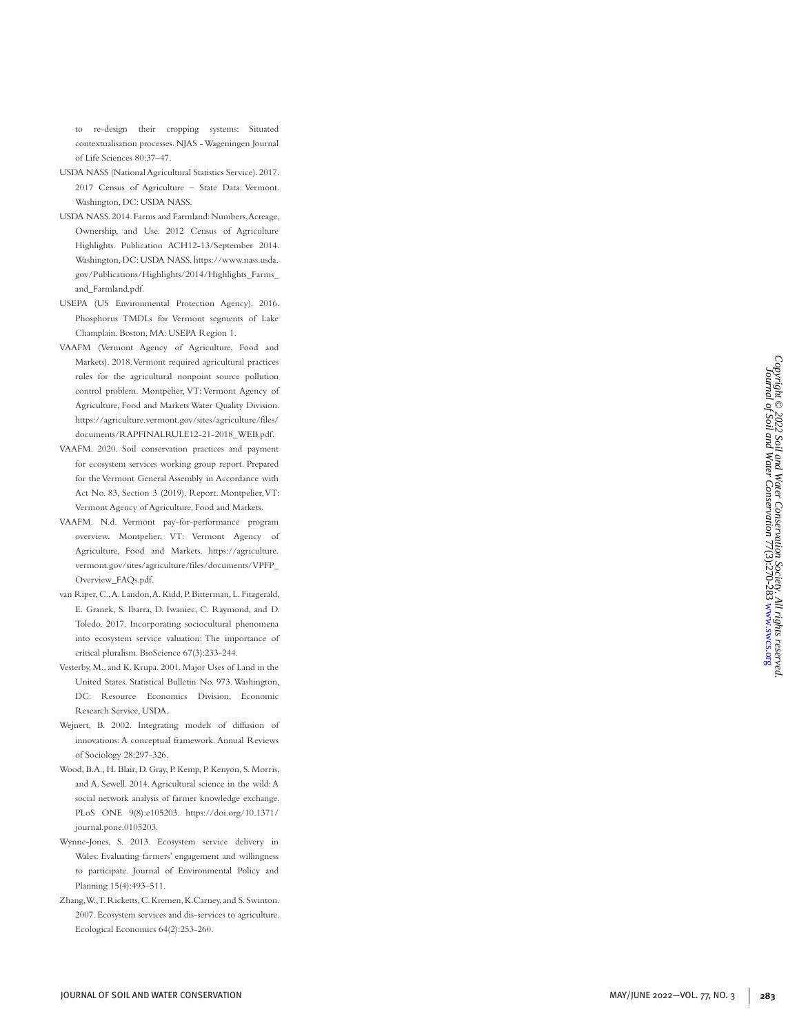to re-design their cropping systems: Situated contextualisation processes. NJAS - Wageningen Journal of Life Sciences 80:37–47.

USDA NASS (National Agricultural Statistics Service). 2017. 2017 Census of Agriculture – State Data: Vermont. Washington, DC: USDA NASS.

USDA NASS. 2014. Farms and Farmland: Numbers, Acreage, Ownership, and Use. 2012 Census of Agriculture Highlights. Publication ACH12-13/September 2014. Washington, DC: USDA NASS. https://www.nass.usda.gov/Publications/Highlights/2014/Highlights_Farms_and_Farmland.pdf.

USEPA (US Environmental Protection Agency). 2016. Phosphorus TMDLs for Vermont segments of Lake Champlain. Boston, MA: USEPA Region 1.

VAAFM (Vermont Agency of Agriculture, Food and Markets). 2018. Vermont required agricultural practices rules for the agricultural nonpoint source pollution control problem. Montpelier, VT: Vermont Agency of Agriculture, Food and Markets Water Quality Division. https://agriculture.vermont.gov/sites/agriculture/files/documents/RAPFINALRULE12-21-2018_WEB.pdf.

VAAFM. 2020. Soil conservation practices and payment for ecosystem services working group report. Prepared for the Vermont General Assembly in Accordance with Act No. 83, Section 3 (2019). Report. Montpelier, VT: Vermont Agency of Agriculture, Food and Markets.

VAAFM. N.d. Vermont pay-for-performance program overview. Montpelier, VT: Vermont Agency of Agriculture, Food and Markets. https://agriculture.vermont.gov/sites/agriculture/files/documents/VPFP_Overview_FAQs.pdf.

van Riper, C., A. Landon, A. Kidd, P. Bitterman, L. Fitzgerald, E. Granek, S. Ibarra, D. Iwaniec, C. Raymond, and D. Toledo. 2017. Incorporating sociocultural phenomena into ecosystem service valuation: The importance of critical pluralism. BioScience 67(3):233-244.

Vesterby, M., and K. Krupa. 2001. Major Uses of Land in the United States. Statistical Bulletin No. 973. Washington, DC: Resource Economics Division, Economic Research Service, USDA.

Wejnert, B. 2002. Integrating models of diffusion of innovations: A conceptual framework. Annual Reviews of Sociology 28:297-326.

Wood, B.A., H. Blair, D. Gray, P. Kemp, P. Kenyon, S. Morris, and A. Sewell. 2014. Agricultural science in the wild: A social network analysis of farmer knowledge exchange. PLoS ONE 9(8):e105203. https://doi.org/10.1371/journal.pone.0105203.

Wynne-Jones, S. 2013. Ecosystem service delivery in Wales: Evaluating farmers' engagement and willingness to participate. Journal of Environmental Policy and Planning 15(4):493–511.

Zhang, W., T. Ricketts, C. Kremen, K. Carney, and S. Swinton. 2007. Ecosystem services and dis-services to agriculture. Ecological Economics 64(2):253-260.